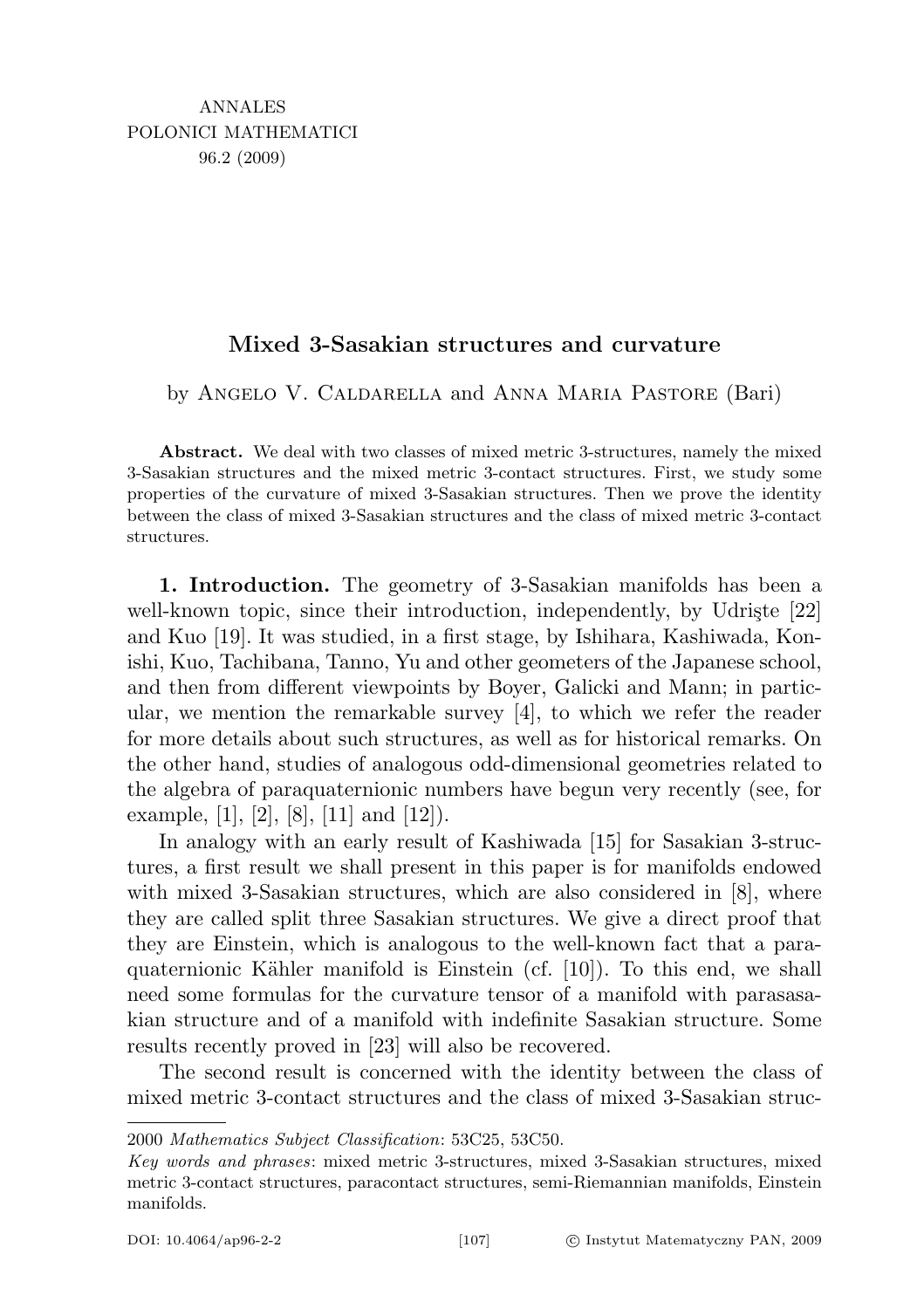ANNALES
POLONICI MATHEMATICI
96.2 (2009)

# Mixed 3-Sasakian structures and curvature

by Angelo V. Caldarella and Anna Maria Pastore (Bari)

**Abstract.** We deal with two classes of mixed metric 3-structures, namely the mixed 3-Sasakian structures and the mixed metric 3-contact structures. First, we study some properties of the curvature of mixed 3-Sasakian structures. Then we prove the identity between the class of mixed 3-Sasakian structures and the class of mixed metric 3-contact structures.

**1. Introduction.** The geometry of 3-Sasakian manifolds has been a well-known topic, since their introduction, independently, by Udrişte [22] and Kuo [19]. It was studied, in a first stage, by Ishihara, Kashiwada, Konishi, Kuo, Tachibana, Tanno, Yu and other geometers of the Japanese school, and then from different viewpoints by Boyer, Galicki and Mann; in particular, we mention the remarkable survey [4], to which we refer the reader for more details about such structures, as well as for historical remarks. On the other hand, studies of analogous odd-dimensional geometries related to the algebra of paraquaternionic numbers have begun very recently (see, for example, [1], [2], [8], [11] and [12]).

In analogy with an early result of Kashiwada [15] for Sasakian 3-structures, a first result we shall present in this paper is for manifolds endowed with mixed 3-Sasakian structures, which are also considered in [8], where they are called split three Sasakian structures. We give a direct proof that they are Einstein, which is analogous to the well-known fact that a paraquaternionic Kähler manifold is Einstein (cf. [10]). To this end, we shall need some formulas for the curvature tensor of a manifold with parasasakian structure and of a manifold with indefinite Sasakian structure. Some results recently proved in [23] will also be recovered.

The second result is concerned with the identity between the class of mixed metric 3-contact structures and the class of mixed 3-Sasakian struc-

2000 *Mathematics Subject Classification*: 53C25, 53C50.

*Key words and phrases*: mixed metric 3-structures, mixed 3-Sasakian structures, mixed metric 3-contact structures, paracontact structures, semi-Riemannian manifolds, Einstein manifolds.

DOI: 10.4064/ap96-2-2 © Instytut Matematyczny PAN, 2009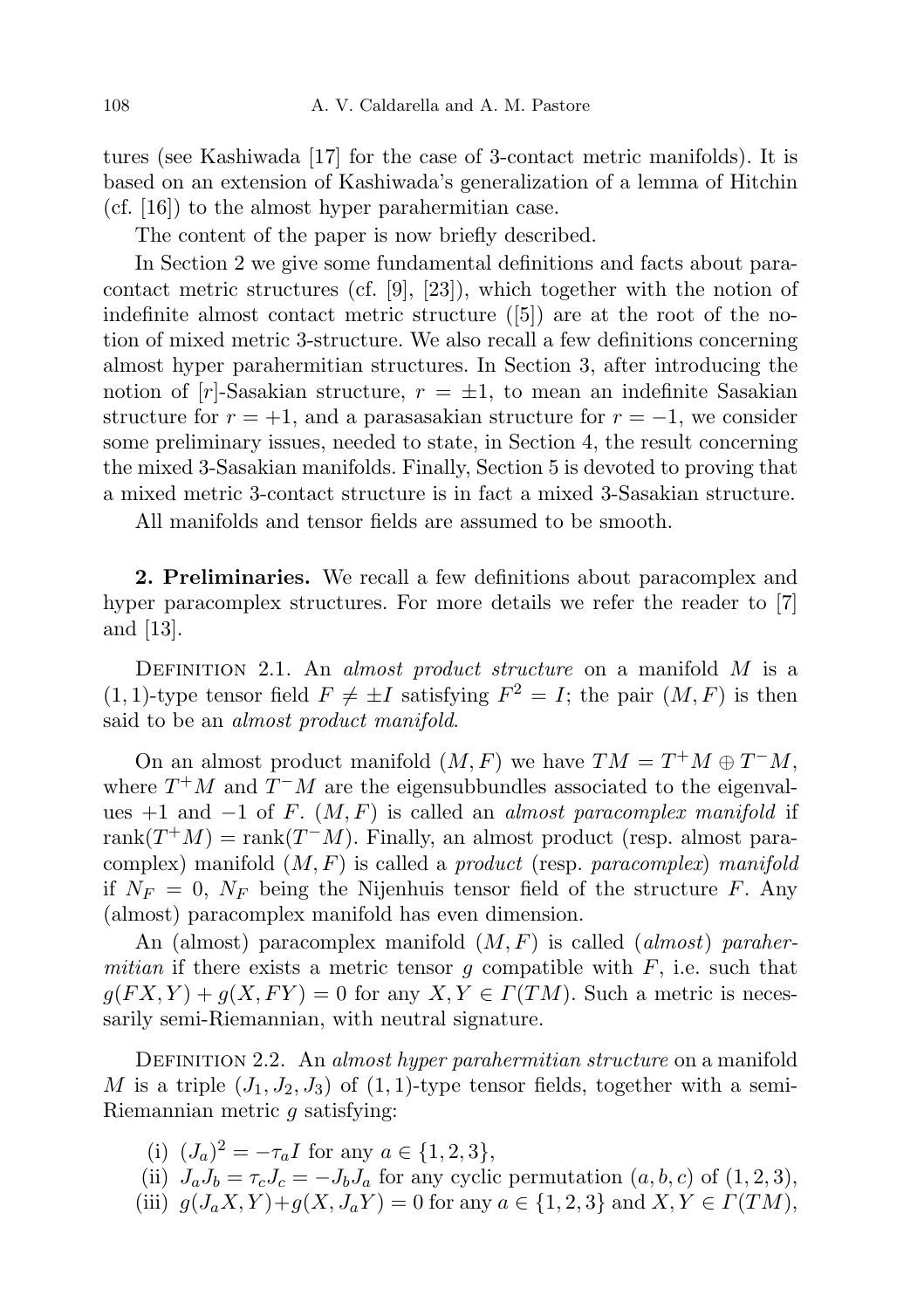tures (see Kashiwada [17] for the case of 3-contact metric manifolds). It is based on an extension of Kashiwada's generalization of a lemma of Hitchin (cf. [16]) to the almost hyper parahermitian case.

The content of the paper is now briefly described.

In Section 2 we give some fundamental definitions and facts about paracontact metric structures (cf. [9], [23]), which together with the notion of indefinite almost contact metric structure ([5]) are at the root of the notion of mixed metric 3-structure. We also recall a few definitions concerning almost hyper parahermitian structures. In Section 3, after introducing the notion of $[r]$-Sasakian structure, $r = \pm 1$, to mean an indefinite Sasakian structure for $r = +1$, and a parasasakian structure for $r = -1$, we consider some preliminary issues, needed to state, in Section 4, the result concerning the mixed 3-Sasakian manifolds. Finally, Section 5 is devoted to proving that a mixed metric 3-contact structure is in fact a mixed 3-Sasakian structure.

All manifolds and tensor fields are assumed to be smooth.

## 2. Preliminaries.

We recall a few definitions about paracomplex and hyper paracomplex structures. For more details we refer the reader to [7] and [13].

Definition 2.1. An *almost product structure* on a manifold $M$ is a $(1,1)$-type tensor field $F \neq \pm I$ satisfying $F^2 = I$; the pair $(M, F)$ is then said to be an *almost product manifold*.

On an almost product manifold $(M, F)$ we have $TM = T^+M \oplus T^-M$, where $T^+M$ and $T^-M$ are the eigensubbundles associated to the eigenvalues $+1$ and $-1$ of $F$. $(M, F)$ is called an *almost paracomplex manifold* if $\operatorname{rank}(T^+M) = \operatorname{rank}(T^-M)$. Finally, an almost product (resp. almost paracomplex) manifold $(M, F)$ is called a *product* (resp. *paracomplex*) *manifold* if $N_F = 0$, $N_F$ being the Nijenhuis tensor field of the structure $F$. Any (almost) paracomplex manifold has even dimension.

An (almost) paracomplex manifold $(M, F)$ is called (*almost*) *parahermitian* if there exists a metric tensor $g$ compatible with $F$, i.e. such that $g(FX, Y) + g(X, FY) = 0$ for any $X, Y \in \Gamma(TM)$. Such a metric is necessarily semi-Riemannian, with neutral signature.

Definition 2.2. An *almost hyper parahermitian structure* on a manifold $M$ is a triple $(J_1, J_2, J_3)$ of $(1,1)$-type tensor fields, together with a semi-Riemannian metric $g$ satisfying:

(i) $(J_a)^2 = -\tau_a I$ for any $a \in \{1,2,3\}$,

(ii) $J_a J_b = \tau_c J_c = -J_b J_a$ for any cyclic permutation $(a, b, c)$ of $(1,2,3)$,

(iii) $g(J_a X, Y) + g(X, J_a Y) = 0$ for any $a \in \{1,2,3\}$ and $X, Y \in \Gamma(TM)$,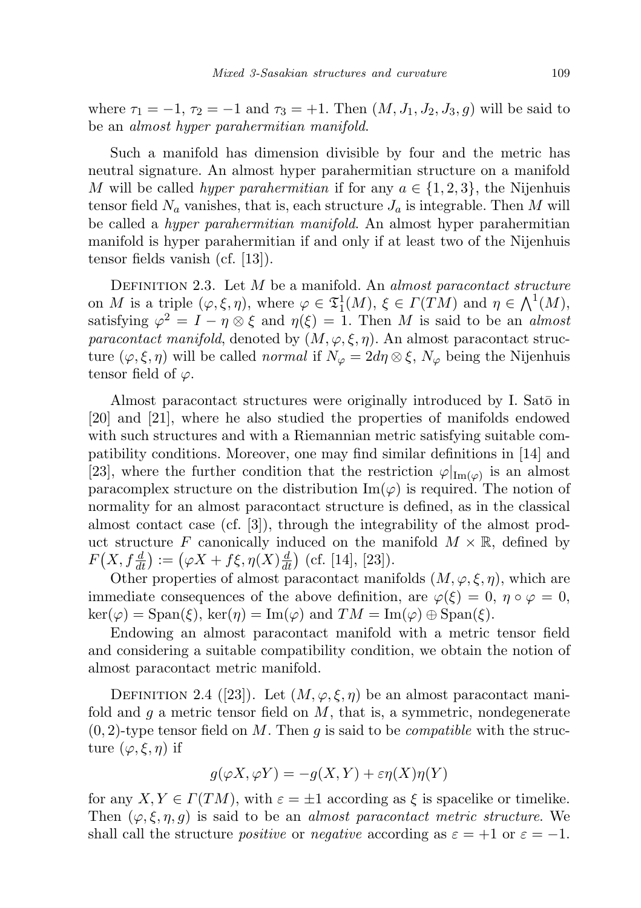where $\tau_1 = -1$, $\tau_2 = -1$ and $\tau_3 = +1$. Then $(M, J_1, J_2, J_3, g)$ will be said to be an *almost hyper parahermitian manifold*.

Such a manifold has dimension divisible by four and the metric has neutral signature. An almost hyper parahermitian structure on a manifold $M$ will be called *hyper parahermitian* if for any $a \in \{1, 2, 3\}$, the Nijenhuis tensor field $N_a$ vanishes, that is, each structure $J_a$ is integrable. Then $M$ will be called a *hyper parahermitian manifold*. An almost hyper parahermitian manifold is hyper parahermitian if and only if at least two of the Nijenhuis tensor fields vanish (cf. [13]).

DEFINITION 2.3. Let $M$ be a manifold. An *almost paracontact structure* on $M$ is a triple $(\varphi, \xi, \eta)$, where $\varphi \in \mathfrak{T}^1_1(M)$, $\xi \in \Gamma(TM)$ and $\eta \in \bigwedge^1(M)$, satisfying $\varphi^2 = I - \eta \otimes \xi$ and $\eta(\xi) = 1$. Then $M$ is said to be an *almost paracontact manifold*, denoted by $(M, \varphi, \xi, \eta)$. An almost paracontact structure $(\varphi, \xi, \eta)$ will be called *normal* if $N_\varphi = 2d\eta \otimes \xi$, $N_\varphi$ being the Nijenhuis tensor field of $\varphi$.

Almost paracontact structures were originally introduced by I. Satō in [20] and [21], where he also studied the properties of manifolds endowed with such structures and with a Riemannian metric satisfying suitable compatibility conditions. Moreover, one may find similar definitions in [14] and [23], where the further condition that the restriction $\varphi|_{\mathrm{Im}(\varphi)}$ is an almost paracomplex structure on the distribution $\mathrm{Im}(\varphi)$ is required. The notion of normality for an almost paracontact structure is defined, as in the classical almost contact case (cf. [3]), through the integrability of the almost product structure $F$ canonically induced on the manifold $M \times \mathbb{R}$, defined by $F\big(X, f\frac{d}{dt}\big) := \big(\varphi X + f\xi, \eta(X)\frac{d}{dt}\big)$ (cf. [14], [23]).

Other properties of almost paracontact manifolds $(M, \varphi, \xi, \eta)$, which are immediate consequences of the above definition, are $\varphi(\xi) = 0$, $\eta \circ \varphi = 0$, $\ker(\varphi) = \mathrm{Span}(\xi)$, $\ker(\eta) = \mathrm{Im}(\varphi)$ and $TM = \mathrm{Im}(\varphi) \oplus \mathrm{Span}(\xi)$.

Endowing an almost paracontact manifold with a metric tensor field and considering a suitable compatibility condition, we obtain the notion of almost paracontact metric manifold.

DEFINITION 2.4 ([23]). Let $(M, \varphi, \xi, \eta)$ be an almost paracontact manifold and $g$ a metric tensor field on $M$, that is, a symmetric, nondegenerate $(0, 2)$-type tensor field on $M$. Then $g$ is said to be *compatible* with the structure $(\varphi, \xi, \eta)$ if

$$g(\varphi X, \varphi Y) = -g(X, Y) + \varepsilon\eta(X)\eta(Y)$$

for any $X, Y \in \Gamma(TM)$, with $\varepsilon = \pm 1$ according as $\xi$ is spacelike or timelike. Then $(\varphi, \xi, \eta, g)$ is said to be an *almost paracontact metric structure*. We shall call the structure *positive* or *negative* according as $\varepsilon = +1$ or $\varepsilon = -1$.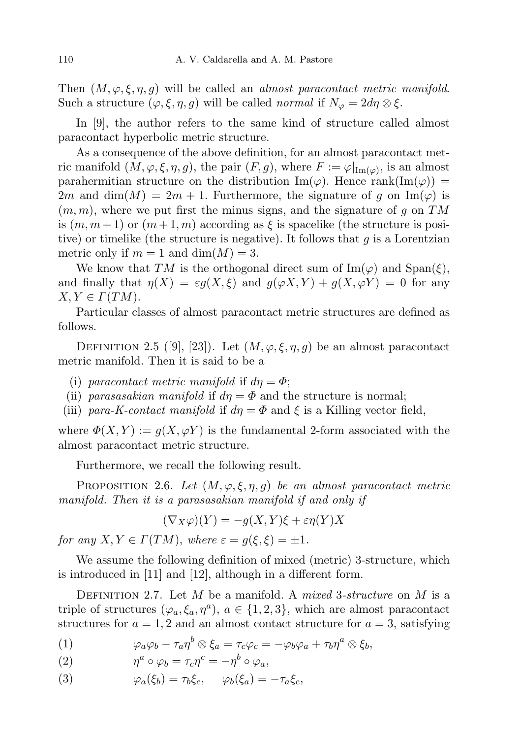Then $(M, \varphi, \xi, \eta, g)$ will be called an *almost paracontact metric manifold*. Such a structure $(\varphi, \xi, \eta, g)$ will be called *normal* if $N_\varphi = 2d\eta \otimes \xi$.

In [9], the author refers to the same kind of structure called almost paracontact hyperbolic metric structure.

As a consequence of the above definition, for an almost paracontact metric manifold $(M, \varphi, \xi, \eta, g)$, the pair $(F, g)$, where $F := \varphi|_{\mathrm{Im}(\varphi)}$, is an almost parahermitian structure on the distribution $\mathrm{Im}(\varphi)$. Hence $\mathrm{rank}(\mathrm{Im}(\varphi)) = 2m$ and $\dim(M) = 2m + 1$. Furthermore, the signature of $g$ on $\mathrm{Im}(\varphi)$ is $(m, m)$, where we put first the minus signs, and the signature of $g$ on $TM$ is $(m, m+1)$ or $(m+1, m)$ according as $\xi$ is spacelike (the structure is positive) or timelike (the structure is negative). It follows that $g$ is a Lorentzian metric only if $m = 1$ and $\dim(M) = 3$.

We know that $TM$ is the orthogonal direct sum of $\mathrm{Im}(\varphi)$ and $\mathrm{Span}(\xi)$, and finally that $\eta(X) = \varepsilon g(X, \xi)$ and $g(\varphi X, Y) + g(X, \varphi Y) = 0$ for any $X, Y \in \Gamma(TM)$.

Particular classes of almost paracontact metric structures are defined as follows.

Definition 2.5 ([9], [23]). Let $(M, \varphi, \xi, \eta, g)$ be an almost paracontact metric manifold. Then it is said to be a

(i) *paracontact metric manifold* if $d\eta = \Phi$;

(ii) *parasasakian manifold* if $d\eta = \Phi$ and the structure is normal;

(iii) *para-K-contact manifold* if $d\eta = \Phi$ and $\xi$ is a Killing vector field,

where $\Phi(X, Y) := g(X, \varphi Y)$ is the fundamental 2-form associated with the almost paracontact metric structure.

Furthermore, we recall the following result.

Proposition 2.6. *Let $(M, \varphi, \xi, \eta, g)$ be an almost paracontact metric manifold. Then it is a parasasakian manifold if and only if*

$$(\nabla_X \varphi)(Y) = -g(X, Y)\xi + \varepsilon\eta(Y)X$$

*for any $X, Y \in \Gamma(TM)$, where $\varepsilon = g(\xi, \xi) = \pm 1$.*

We assume the following definition of mixed (metric) 3-structure, which is introduced in [11] and [12], although in a different form.

Definition 2.7. Let $M$ be a manifold. A *mixed 3-structure* on $M$ is a triple of structures $(\varphi_a, \xi_a, \eta^a)$, $a \in \{1, 2, 3\}$, which are almost paracontact structures for $a = 1, 2$ and an almost contact structure for $a = 3$, satisfying

$$\varphi_a \varphi_b - \tau_a \eta^b \otimes \xi_a = \tau_c \varphi_c = -\varphi_b \varphi_a + \tau_b \eta^a \otimes \xi_b, \tag{1}$$

$$\eta^a \circ \varphi_b = \tau_c \eta^c = -\eta^b \circ \varphi_a, \tag{2}$$

$$\varphi_a(\xi_b) = \tau_b \xi_c, \qquad \varphi_b(\xi_a) = -\tau_a \xi_c, \tag{3}$$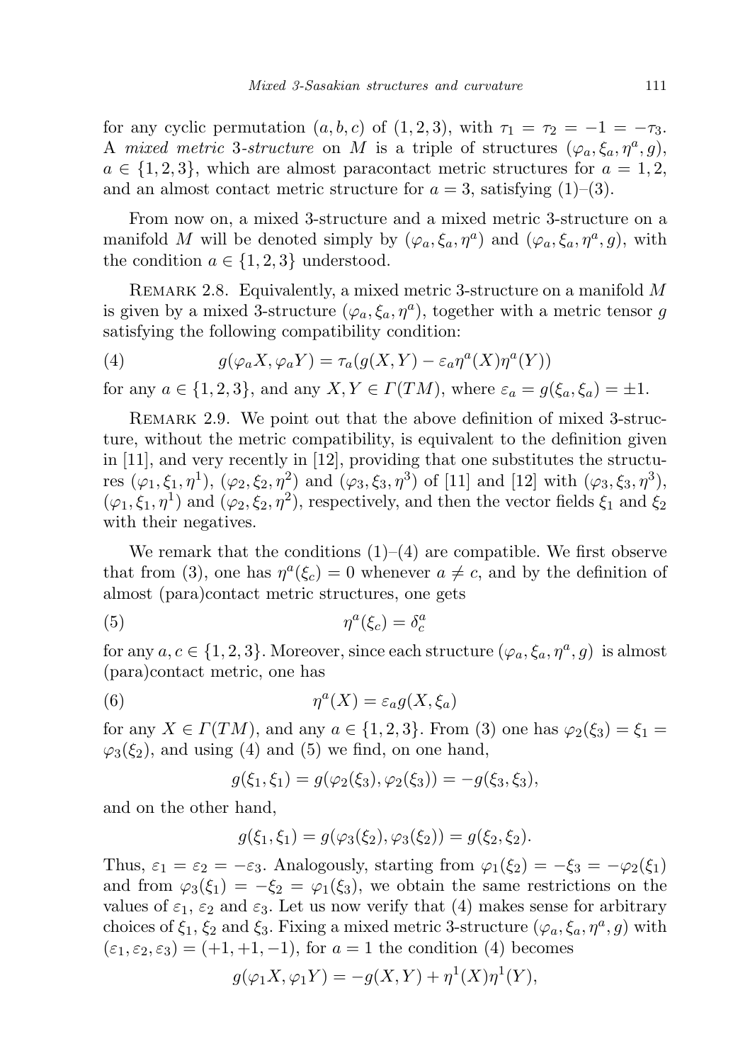for any cyclic permutation $(a, b, c)$ of $(1, 2, 3)$, with $\tau_1 = \tau_2 = -1 = -\tau_3$. A *mixed metric* 3*-structure* on $M$ is a triple of structures $(\varphi_a, \xi_a, \eta^a, g)$, $a \in \{1, 2, 3\}$, which are almost paracontact metric structures for $a = 1, 2$, and an almost contact metric structure for $a = 3$, satisfying (1)–(3).

From now on, a mixed 3-structure and a mixed metric 3-structure on a manifold $M$ will be denoted simply by $(\varphi_a, \xi_a, \eta^a)$ and $(\varphi_a, \xi_a, \eta^a, g)$, with the condition $a \in \{1, 2, 3\}$ understood.

Remark 2.8. Equivalently, a mixed metric 3-structure on a manifold $M$ is given by a mixed 3-structure $(\varphi_a, \xi_a, \eta^a)$, together with a metric tensor $g$ satisfying the following compatibility condition:

$$g(\varphi_a X, \varphi_a Y) = \tau_a(g(X, Y) - \varepsilon_a \eta^a(X)\eta^a(Y)) \tag{4}$$

for any $a \in \{1, 2, 3\}$, and any $X, Y \in \Gamma(TM)$, where $\varepsilon_a = g(\xi_a, \xi_a) = \pm 1$.

Remark 2.9. We point out that the above definition of mixed 3-structure, without the metric compatibility, is equivalent to the definition given in [11], and very recently in [12], providing that one substitutes the structures $(\varphi_1, \xi_1, \eta^1)$, $(\varphi_2, \xi_2, \eta^2)$ and $(\varphi_3, \xi_3, \eta^3)$ of [11] and [12] with $(\varphi_3, \xi_3, \eta^3)$, $(\varphi_1, \xi_1, \eta^1)$ and $(\varphi_2, \xi_2, \eta^2)$, respectively, and then the vector fields $\xi_1$ and $\xi_2$ with their negatives.

We remark that the conditions (1)–(4) are compatible. We first observe that from (3), one has $\eta^a(\xi_c) = 0$ whenever $a \neq c$, and by the definition of almost (para)contact metric structures, one gets

$$\eta^a(\xi_c) = \delta^a_c \tag{5}$$

for any $a, c \in \{1, 2, 3\}$. Moreover, since each structure $(\varphi_a, \xi_a, \eta^a, g)$ is almost (para)contact metric, one has

$$\eta^a(X) = \varepsilon_a g(X, \xi_a) \tag{6}$$

for any $X \in \Gamma(TM)$, and any $a \in \{1, 2, 3\}$. From (3) one has $\varphi_2(\xi_3) = \xi_1 = \varphi_3(\xi_2)$, and using (4) and (5) we find, on one hand,

$$g(\xi_1, \xi_1) = g(\varphi_2(\xi_3), \varphi_2(\xi_3)) = -g(\xi_3, \xi_3),$$

and on the other hand,

$$g(\xi_1, \xi_1) = g(\varphi_3(\xi_2), \varphi_3(\xi_2)) = g(\xi_2, \xi_2).$$

Thus, $\varepsilon_1 = \varepsilon_2 = -\varepsilon_3$. Analogously, starting from $\varphi_1(\xi_2) = -\xi_3 = -\varphi_2(\xi_1)$ and from $\varphi_3(\xi_1) = -\xi_2 = \varphi_1(\xi_3)$, we obtain the same restrictions on the values of $\varepsilon_1$, $\varepsilon_2$ and $\varepsilon_3$. Let us now verify that (4) makes sense for arbitrary choices of $\xi_1$, $\xi_2$ and $\xi_3$. Fixing a mixed metric 3-structure $(\varphi_a, \xi_a, \eta^a, g)$ with $(\varepsilon_1, \varepsilon_2, \varepsilon_3) = (+1, +1, -1)$, for $a = 1$ the condition (4) becomes

$$g(\varphi_1 X, \varphi_1 Y) = -g(X, Y) + \eta^1(X)\eta^1(Y),$$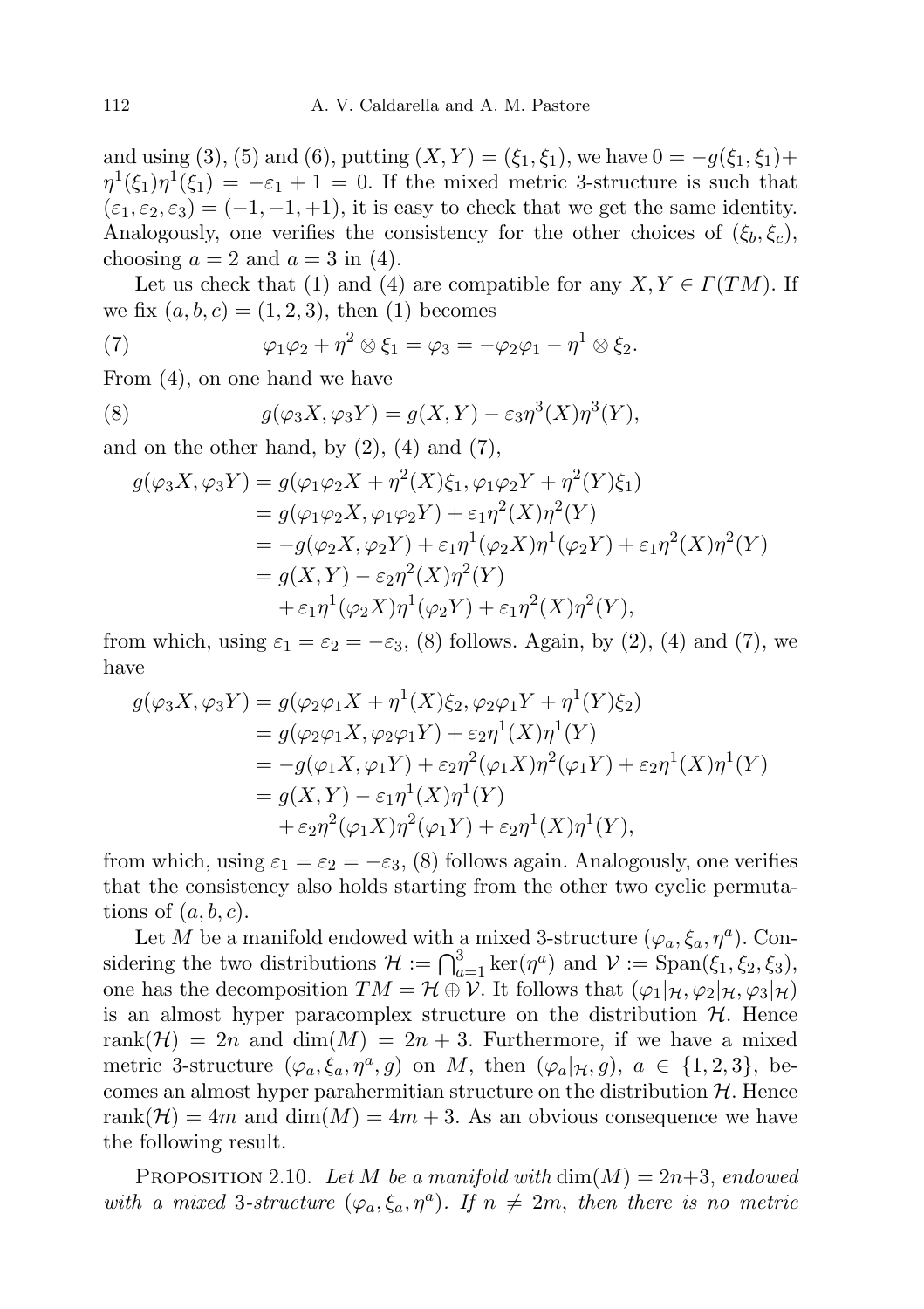and using (3), (5) and (6), putting $(X,Y) = (\xi_1, \xi_1)$, we have $0 = -g(\xi_1,\xi_1) + \eta^1(\xi_1)\eta^1(\xi_1) = -\varepsilon_1 + 1 = 0$. If the mixed metric 3-structure is such that $(\varepsilon_1, \varepsilon_2, \varepsilon_3) = (-1,-1,+1)$, it is easy to check that we get the same identity. Analogously, one verifies the consistency for the other choices of $(\xi_b, \xi_c)$, choosing $a = 2$ and $a = 3$ in (4).

Let us check that (1) and (4) are compatible for any $X, Y \in \Gamma(TM)$. If we fix $(a,b,c) = (1,2,3)$, then (1) becomes

$$\varphi_1\varphi_2 + \eta^2 \otimes \xi_1 = \varphi_3 = -\varphi_2\varphi_1 - \eta^1 \otimes \xi_2. \tag{7}$$

From (4), on one hand we have

$$g(\varphi_3 X, \varphi_3 Y) = g(X,Y) - \varepsilon_3 \eta^3(X)\eta^3(Y), \tag{8}$$

and on the other hand, by (2), (4) and (7),

$$\begin{aligned}
g(\varphi_3 X, \varphi_3 Y) &= g(\varphi_1\varphi_2 X + \eta^2(X)\xi_1, \varphi_1\varphi_2 Y + \eta^2(Y)\xi_1) \\
&= g(\varphi_1\varphi_2 X, \varphi_1\varphi_2 Y) + \varepsilon_1 \eta^2(X)\eta^2(Y) \\
&= -g(\varphi_2 X, \varphi_2 Y) + \varepsilon_1 \eta^1(\varphi_2 X)\eta^1(\varphi_2 Y) + \varepsilon_1 \eta^2(X)\eta^2(Y) \\
&= g(X,Y) - \varepsilon_2 \eta^2(X)\eta^2(Y) \\
&\quad + \varepsilon_1 \eta^1(\varphi_2 X)\eta^1(\varphi_2 Y) + \varepsilon_1 \eta^2(X)\eta^2(Y),
\end{aligned}$$

from which, using $\varepsilon_1 = \varepsilon_2 = -\varepsilon_3$, (8) follows. Again, by (2), (4) and (7), we have

$$\begin{aligned}
g(\varphi_3 X, \varphi_3 Y) &= g(\varphi_2\varphi_1 X + \eta^1(X)\xi_2, \varphi_2\varphi_1 Y + \eta^1(Y)\xi_2) \\
&= g(\varphi_2\varphi_1 X, \varphi_2\varphi_1 Y) + \varepsilon_2 \eta^1(X)\eta^1(Y) \\
&= -g(\varphi_1 X, \varphi_1 Y) + \varepsilon_2 \eta^2(\varphi_1 X)\eta^2(\varphi_1 Y) + \varepsilon_2 \eta^1(X)\eta^1(Y) \\
&= g(X,Y) - \varepsilon_1 \eta^1(X)\eta^1(Y) \\
&\quad + \varepsilon_2 \eta^2(\varphi_1 X)\eta^2(\varphi_1 Y) + \varepsilon_2 \eta^1(X)\eta^1(Y),
\end{aligned}$$

from which, using $\varepsilon_1 = \varepsilon_2 = -\varepsilon_3$, (8) follows again. Analogously, one verifies that the consistency also holds starting from the other two cyclic permutations of $(a,b,c)$.

Let $M$ be a manifold endowed with a mixed 3-structure $(\varphi_a, \xi_a, \eta^a)$. Considering the two distributions $\mathcal{H} := \bigcap_{a=1}^{3} \ker(\eta^a)$ and $\mathcal{V} := \mathrm{Span}(\xi_1, \xi_2, \xi_3)$, one has the decomposition $TM = \mathcal{H} \oplus \mathcal{V}$. It follows that $(\varphi_1|_{\mathcal{H}}, \varphi_2|_{\mathcal{H}}, \varphi_3|_{\mathcal{H}})$ is an almost hyper paracomplex structure on the distribution $\mathcal{H}$. Hence $\mathrm{rank}(\mathcal{H}) = 2n$ and $\dim(M) = 2n+3$. Furthermore, if we have a mixed metric 3-structure $(\varphi_a, \xi_a, \eta^a, g)$ on $M$, then $(\varphi_a|_{\mathcal{H}}, g)$, $a \in \{1,2,3\}$, becomes an almost hyper parahermitian structure on the distribution $\mathcal{H}$. Hence $\mathrm{rank}(\mathcal{H}) = 4m$ and $\dim(M) = 4m+3$. As an obvious consequence we have the following result.

Proposition 2.10. *Let $M$ be a manifold with $\dim(M) = 2n+3$, endowed with a mixed 3-structure $(\varphi_a, \xi_a, \eta^a)$. If $n \neq 2m$, then there is no metric*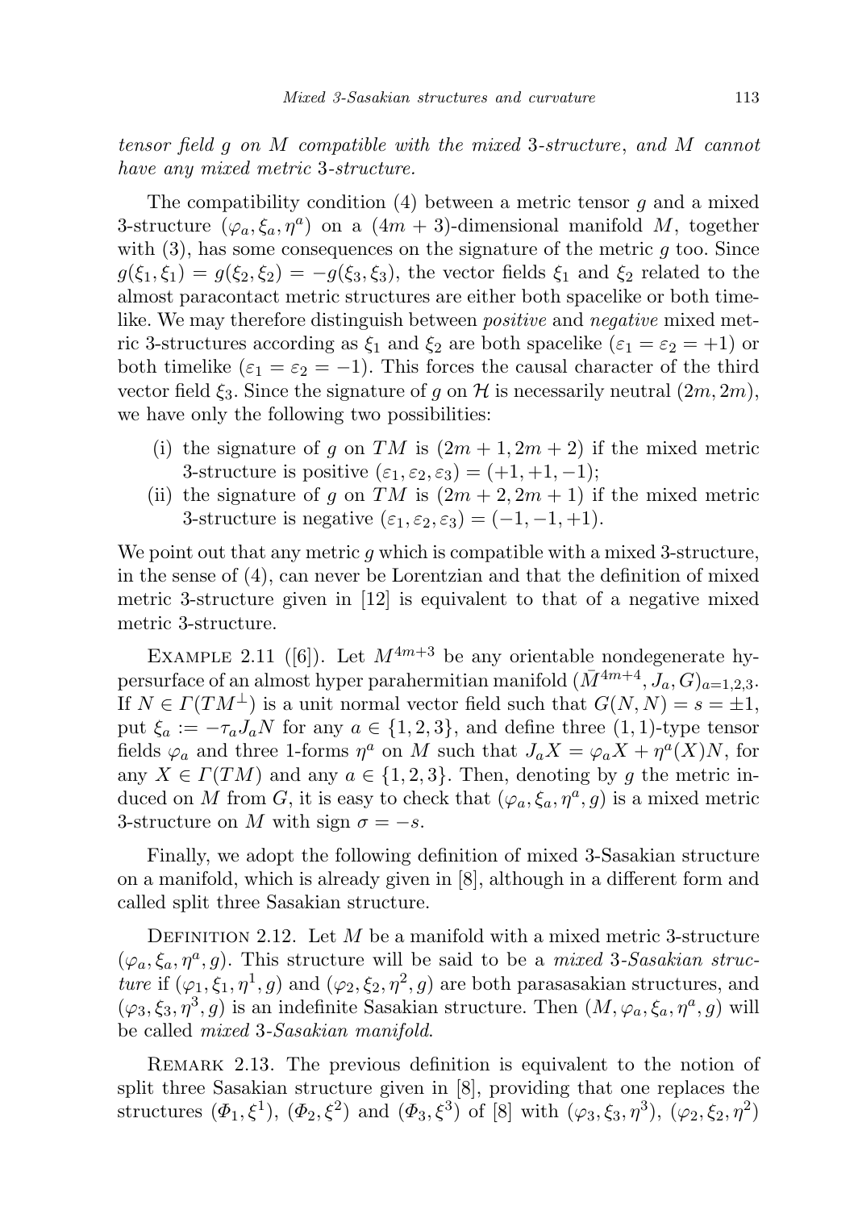*tensor field $g$ on $M$ compatible with the mixed 3-structure, and $M$ cannot have any mixed metric 3-structure.*

The compatibility condition (4) between a metric tensor $g$ and a mixed 3-structure $(\varphi_a, \xi_a, \eta^a)$ on a $(4m+3)$-dimensional manifold $M$, together with (3), has some consequences on the signature of the metric $g$ too. Since $g(\xi_1, \xi_1) = g(\xi_2, \xi_2) = -g(\xi_3, \xi_3)$, the vector fields $\xi_1$ and $\xi_2$ related to the almost paracontact metric structures are either both spacelike or both timelike. We may therefore distinguish between *positive* and *negative* mixed metric 3-structures according as $\xi_1$ and $\xi_2$ are both spacelike ($\varepsilon_1 = \varepsilon_2 = +1$) or both timelike ($\varepsilon_1 = \varepsilon_2 = -1$). This forces the causal character of the third vector field $\xi_3$. Since the signature of $g$ on $\mathcal{H}$ is necessarily neutral $(2m, 2m)$, we have only the following two possibilities:

(i) the signature of $g$ on $TM$ is $(2m+1, 2m+2)$ if the mixed metric 3-structure is positive $(\varepsilon_1, \varepsilon_2, \varepsilon_3) = (+1, +1, -1)$;

(ii) the signature of $g$ on $TM$ is $(2m+2, 2m+1)$ if the mixed metric 3-structure is negative $(\varepsilon_1, \varepsilon_2, \varepsilon_3) = (-1, -1, +1)$.

We point out that any metric $g$ which is compatible with a mixed 3-structure, in the sense of (4), can never be Lorentzian and that the definition of mixed metric 3-structure given in [12] is equivalent to that of a negative mixed metric 3-structure.

Example 2.11 ([6]). Let $M^{4m+3}$ be any orientable nondegenerate hypersurface of an almost hyper parahermitian manifold $(\bar{M}^{4m+4}, J_a, G)_{a=1,2,3}$. If $N \in \Gamma(TM^\perp)$ is a unit normal vector field such that $G(N,N) = s = \pm 1$, put $\xi_a := -\tau_a J_a N$ for any $a \in \{1,2,3\}$, and define three $(1,1)$-type tensor fields $\varphi_a$ and three 1-forms $\eta^a$ on $M$ such that $J_a X = \varphi_a X + \eta^a(X) N$, for any $X \in \Gamma(TM)$ and any $a \in \{1,2,3\}$. Then, denoting by $g$ the metric induced on $M$ from $G$, it is easy to check that $(\varphi_a, \xi_a, \eta^a, g)$ is a mixed metric 3-structure on $M$ with sign $\sigma = -s$.

Finally, we adopt the following definition of mixed 3-Sasakian structure on a manifold, which is already given in [8], although in a different form and called split three Sasakian structure.

Definition 2.12. Let $M$ be a manifold with a mixed metric 3-structure $(\varphi_a, \xi_a, \eta^a, g)$. This structure will be said to be a *mixed 3-Sasakian structure* if $(\varphi_1, \xi_1, \eta^1, g)$ and $(\varphi_2, \xi_2, \eta^2, g)$ are both parasasakian structures, and $(\varphi_3, \xi_3, \eta^3, g)$ is an indefinite Sasakian structure. Then $(M, \varphi_a, \xi_a, \eta^a, g)$ will be called *mixed 3-Sasakian manifold*.

Remark 2.13. The previous definition is equivalent to the notion of split three Sasakian structure given in [8], providing that one replaces the structures $(\Phi_1, \xi^1)$, $(\Phi_2, \xi^2)$ and $(\Phi_3, \xi^3)$ of [8] with $(\varphi_3, \xi_3, \eta^3)$, $(\varphi_2, \xi_2, \eta^2)$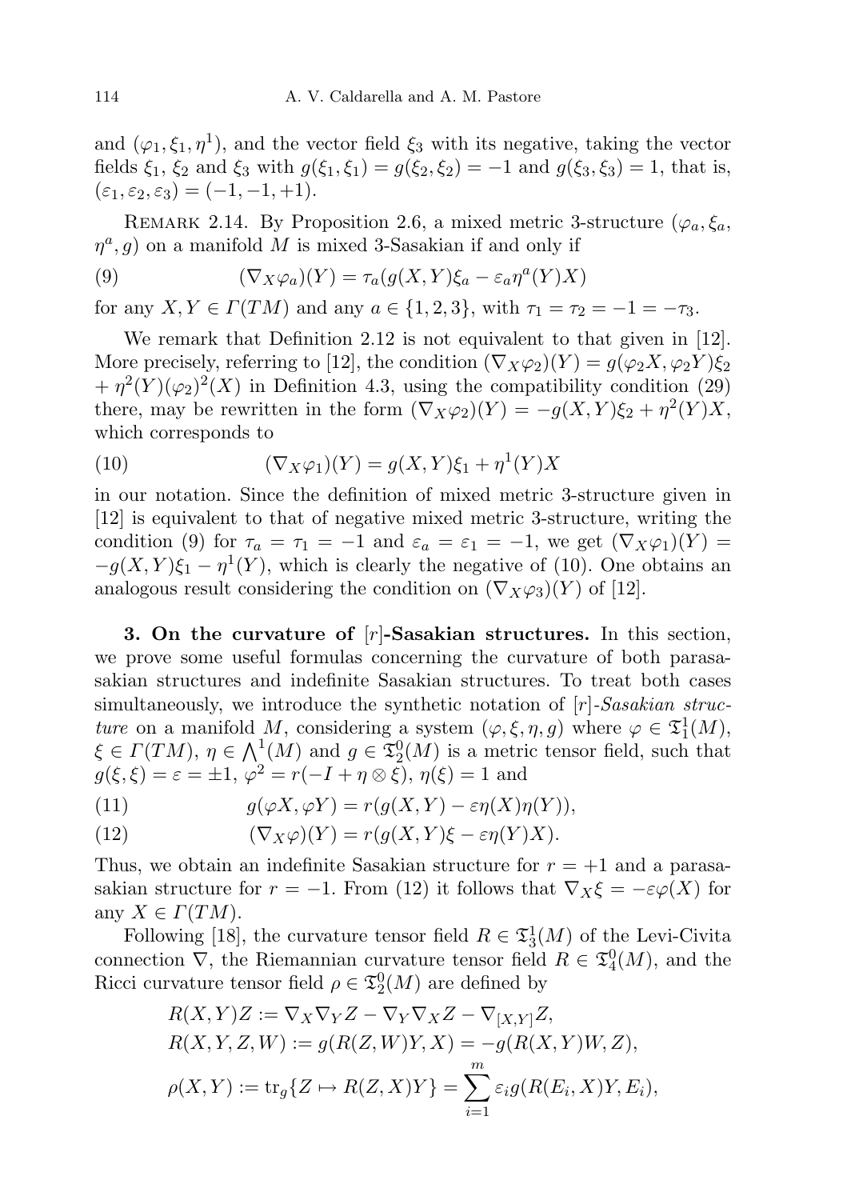and $(\varphi_1, \xi_1, \eta^1)$, and the vector field $\xi_3$ with its negative, taking the vector fields $\xi_1$, $\xi_2$ and $\xi_3$ with $g(\xi_1, \xi_1) = g(\xi_2, \xi_2) = -1$ and $g(\xi_3, \xi_3) = 1$, that is, $(\varepsilon_1, \varepsilon_2, \varepsilon_3) = (-1, -1, +1)$.

Remark 2.14. By Proposition 2.6, a mixed metric 3-structure $(\varphi_a, \xi_a, \eta^a, g)$ on a manifold $M$ is mixed 3-Sasakian if and only if

$$(\nabla_X \varphi_a)(Y) = \tau_a(g(X, Y)\xi_a - \varepsilon_a \eta^a(Y)X) \tag{9}$$

for any $X, Y \in \Gamma(TM)$ and any $a \in \{1, 2, 3\}$, with $\tau_1 = \tau_2 = -1 = -\tau_3$.

We remark that Definition 2.12 is not equivalent to that given in [12]. More precisely, referring to [12], the condition $(\nabla_X \varphi_2)(Y) = g(\varphi_2 X, \varphi_2 Y)\xi_2 + \eta^2(Y)(\varphi_2)^2(X)$ in Definition 4.3, using the compatibility condition (29) there, may be rewritten in the form $(\nabla_X \varphi_2)(Y) = -g(X, Y)\xi_2 + \eta^2(Y)X$, which corresponds to

$$(\nabla_X \varphi_1)(Y) = g(X, Y)\xi_1 + \eta^1(Y)X \tag{10}$$

in our notation. Since the definition of mixed metric 3-structure given in [12] is equivalent to that of negative mixed metric 3-structure, writing the condition (9) for $\tau_a = \tau_1 = -1$ and $\varepsilon_a = \varepsilon_1 = -1$, we get $(\nabla_X \varphi_1)(Y) = -g(X, Y)\xi_1 - \eta^1(Y)$, which is clearly the negative of (10). One obtains an analogous result considering the condition on $(\nabla_X \varphi_3)(Y)$ of [12].

**3. On the curvature of $[r]$-Sasakian structures.** In this section, we prove some useful formulas concerning the curvature of both parasasakian structures and indefinite Sasakian structures. To treat both cases simultaneously, we introduce the synthetic notation of *$[r]$-Sasakian structure* on a manifold $M$, considering a system $(\varphi, \xi, \eta, g)$ where $\varphi \in \mathfrak{T}^1_1(M)$, $\xi \in \Gamma(TM)$, $\eta \in \bigwedge^1(M)$ and $g \in \mathfrak{T}^0_2(M)$ is a metric tensor field, such that $g(\xi, \xi) = \varepsilon = \pm 1$, $\varphi^2 = r(-I + \eta \otimes \xi)$, $\eta(\xi) = 1$ and

$$g(\varphi X, \varphi Y) = r(g(X, Y) - \varepsilon \eta(X)\eta(Y)), \tag{11}$$

$$(\nabla_X \varphi)(Y) = r(g(X, Y)\xi - \varepsilon \eta(Y)X). \tag{12}$$

Thus, we obtain an indefinite Sasakian structure for $r = +1$ and a parasasakian structure for $r = -1$. From (12) it follows that $\nabla_X \xi = -\varepsilon \varphi(X)$ for any $X \in \Gamma(TM)$.

Following [18], the curvature tensor field $R \in \mathfrak{T}^1_3(M)$ of the Levi-Civita connection $\nabla$, the Riemannian curvature tensor field $R \in \mathfrak{T}^0_4(M)$, and the Ricci curvature tensor field $\rho \in \mathfrak{T}^0_2(M)$ are defined by

$$R(X, Y)Z := \nabla_X \nabla_Y Z - \nabla_Y \nabla_X Z - \nabla_{[X,Y]} Z,$$

$$R(X, Y, Z, W) := g(R(Z, W)Y, X) = -g(R(X, Y)W, Z),$$

$$\rho(X, Y) := \mathrm{tr}_g\{Z \mapsto R(Z, X)Y\} = \sum_{i=1}^{m} \varepsilon_i g(R(E_i, X)Y, E_i),$$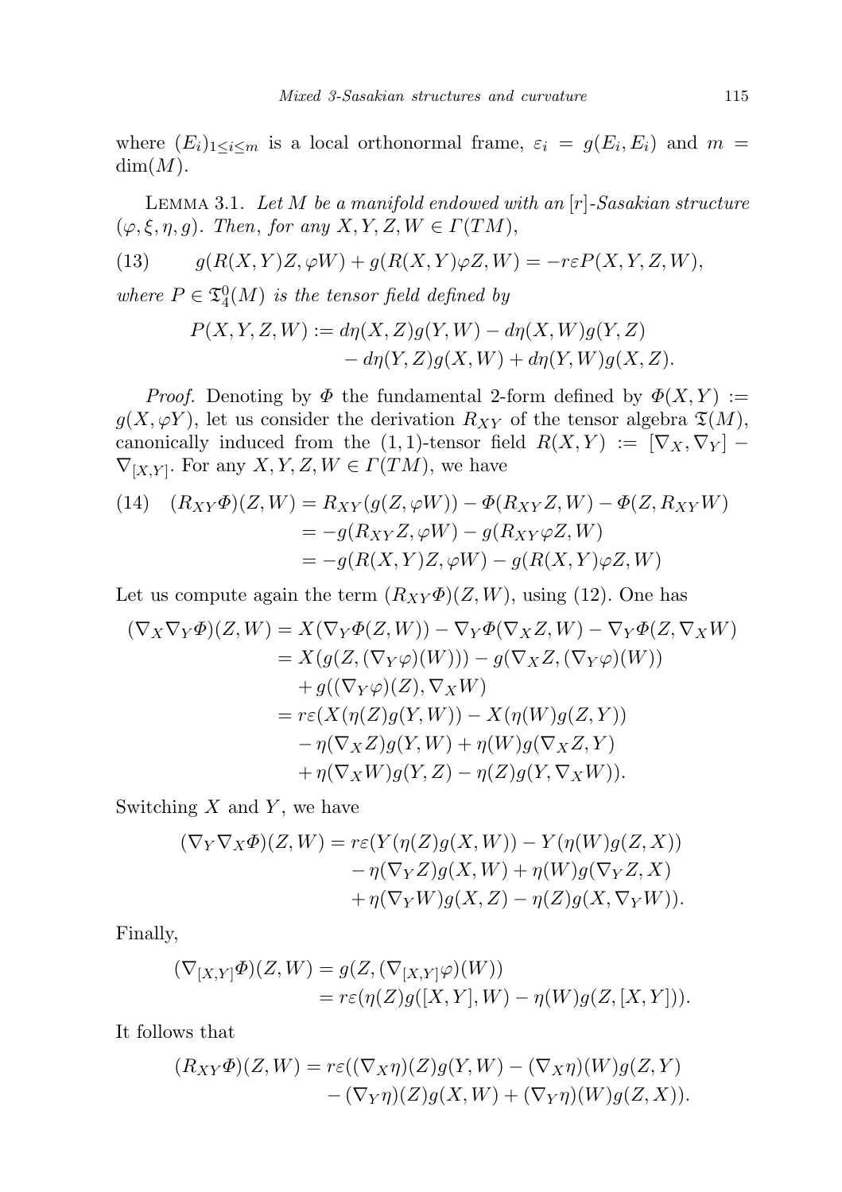where $(E_i)_{1\leq i\leq m}$ is a local orthonormal frame, $\varepsilon_i = g(E_i, E_i)$ and $m = \dim(M)$.

Lemma 3.1. *Let $M$ be a manifold endowed with an $[r]$-Sasakian structure $(\varphi, \xi, \eta, g)$. Then, for any $X, Y, Z, W \in \Gamma(TM)$,*

$$g(R(X,Y)Z, \varphi W) + g(R(X,Y)\varphi Z, W) = -r\varepsilon P(X,Y,Z,W), \tag{13}$$

*where $P \in \mathfrak{T}_4^0(M)$ is the tensor field defined by*

$$\begin{aligned}
P(X,Y,Z,W) := {} & d\eta(X,Z)g(Y,W) - d\eta(X,W)g(Y,Z) \\
& - d\eta(Y,Z)g(X,W) + d\eta(Y,W)g(X,Z).
\end{aligned}$$

*Proof.* Denoting by $\Phi$ the fundamental 2-form defined by $\Phi(X,Y) := g(X, \varphi Y)$, let us consider the derivation $R_{XY}$ of the tensor algebra $\mathfrak{T}(M)$, canonically induced from the $(1,1)$-tensor field $R(X,Y) := [\nabla_X, \nabla_Y] - \nabla_{[X,Y]}$. For any $X, Y, Z, W \in \Gamma(TM)$, we have

$$\begin{aligned}
(R_{XY}\Phi)(Z,W) &= R_{XY}(g(Z,\varphi W)) - \Phi(R_{XY}Z, W) - \Phi(Z, R_{XY}W) \\
&= -g(R_{XY}Z, \varphi W) - g(R_{XY}\varphi Z, W) \\
&= -g(R(X,Y)Z, \varphi W) - g(R(X,Y)\varphi Z, W)
\end{aligned} \tag{14}$$

Let us compute again the term $(R_{XY}\Phi)(Z,W)$, using (12). One has

$$\begin{aligned}
(\nabla_X\nabla_Y\Phi)(Z,W) &= X(\nabla_Y\Phi(Z,W)) - \nabla_Y\Phi(\nabla_X Z, W) - \nabla_Y\Phi(Z, \nabla_X W) \\
&= X(g(Z, (\nabla_Y\varphi)(W))) - g(\nabla_X Z, (\nabla_Y\varphi)(W)) \\
&\quad + g((\nabla_Y\varphi)(Z), \nabla_X W) \\
&= r\varepsilon(X(\eta(Z)g(Y,W)) - X(\eta(W)g(Z,Y)) \\
&\quad - \eta(\nabla_X Z)g(Y,W) + \eta(W)g(\nabla_X Z, Y) \\
&\quad + \eta(\nabla_X W)g(Y,Z) - \eta(Z)g(Y, \nabla_X W)).
\end{aligned}$$

Switching $X$ and $Y$, we have

$$\begin{aligned}
(\nabla_Y\nabla_X\Phi)(Z,W) &= r\varepsilon(Y(\eta(Z)g(X,W)) - Y(\eta(W)g(Z,X)) \\
&\quad - \eta(\nabla_Y Z)g(X,W) + \eta(W)g(\nabla_Y Z, X) \\
&\quad + \eta(\nabla_Y W)g(X,Z) - \eta(Z)g(X, \nabla_Y W)).
\end{aligned}$$

Finally,

$$\begin{aligned}
(\nabla_{[X,Y]}\Phi)(Z,W) &= g(Z, (\nabla_{[X,Y]}\varphi)(W)) \\
&= r\varepsilon(\eta(Z)g([X,Y],W) - \eta(W)g(Z,[X,Y])).
\end{aligned}$$

It follows that

$$\begin{aligned}
(R_{XY}\Phi)(Z,W) = r\varepsilon(&(\nabla_X\eta)(Z)g(Y,W) - (\nabla_X\eta)(W)g(Z,Y) \\
&- (\nabla_Y\eta)(Z)g(X,W) + (\nabla_Y\eta)(W)g(Z,X)).
\end{aligned}$$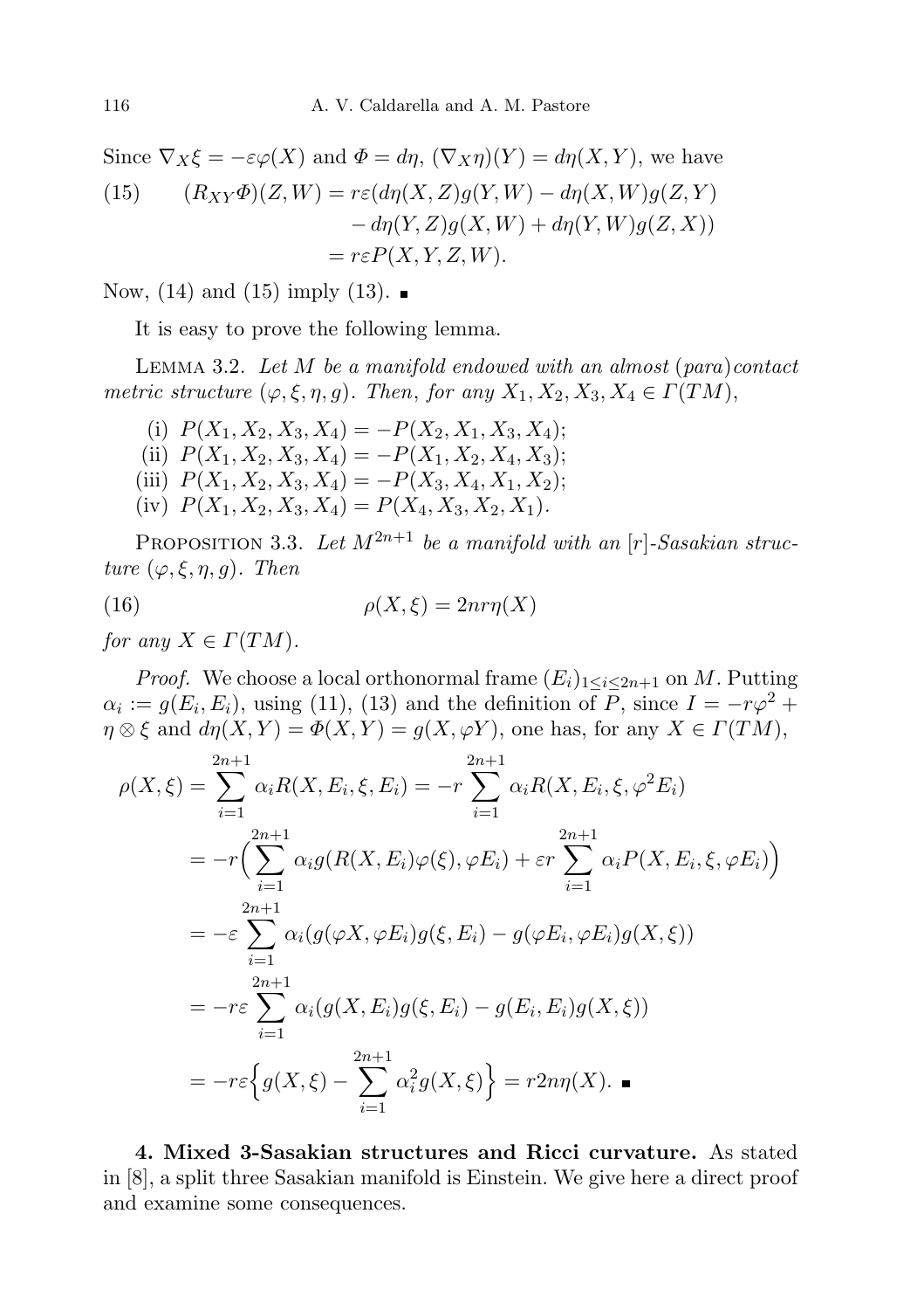Since $\nabla_X \xi = -\varepsilon\varphi(X)$ and $\Phi = d\eta$, $(\nabla_X \eta)(Y) = d\eta(X,Y)$, we have

$$
\begin{aligned}
(15) \qquad (R_{XY}\Phi)(Z,W) &= r\varepsilon(d\eta(X,Z)g(Y,W) - d\eta(X,W)g(Z,Y) \\
&\quad - d\eta(Y,Z)g(X,W) + d\eta(Y,W)g(Z,X)) \\
&= r\varepsilon P(X,Y,Z,W).
\end{aligned}
$$

Now, (14) and (15) imply (13). ∎

It is easy to prove the following lemma.

Lemma 3.2. *Let $M$ be a manifold endowed with an almost (para)contact metric structure $(\varphi, \xi, \eta, g)$. Then, for any $X_1, X_2, X_3, X_4 \in \Gamma(TM)$,*

(i) $P(X_1, X_2, X_3, X_4) = -P(X_2, X_1, X_3, X_4)$;
(ii) $P(X_1, X_2, X_3, X_4) = -P(X_1, X_2, X_4, X_3)$;
(iii) $P(X_1, X_2, X_3, X_4) = -P(X_3, X_4, X_1, X_2)$;
(iv) $P(X_1, X_2, X_3, X_4) = P(X_4, X_3, X_2, X_1)$.

Proposition 3.3. *Let $M^{2n+1}$ be a manifold with an $[r]$-Sasakian structure $(\varphi, \xi, \eta, g)$. Then*

$$
(16) \qquad \rho(X,\xi) = 2nr\eta(X)
$$

*for any $X \in \Gamma(TM)$.*

*Proof.* We choose a local orthonormal frame $(E_i)_{1\le i\le 2n+1}$ on $M$. Putting $\alpha_i := g(E_i, E_i)$, using (11), (13) and the definition of $P$, since $I = -r\varphi^2 + \eta\otimes\xi$ and $d\eta(X,Y) = \Phi(X,Y) = g(X,\varphi Y)$, one has, for any $X \in \Gamma(TM)$,

$$
\begin{aligned}
\rho(X,\xi) &= \sum_{i=1}^{2n+1} \alpha_i R(X,E_i,\xi,E_i) = -r\sum_{i=1}^{2n+1} \alpha_i R(X,E_i,\xi,\varphi^2 E_i) \\
&= -r\Big(\sum_{i=1}^{2n+1} \alpha_i g(R(X,E_i)\varphi(\xi),\varphi E_i) + \varepsilon r\sum_{i=1}^{2n+1} \alpha_i P(X,E_i,\xi,\varphi E_i)\Big) \\
&= -\varepsilon\sum_{i=1}^{2n+1} \alpha_i (g(\varphi X,\varphi E_i)g(\xi,E_i) - g(\varphi E_i,\varphi E_i)g(X,\xi)) \\
&= -r\varepsilon\sum_{i=1}^{2n+1} \alpha_i (g(X,E_i)g(\xi,E_i) - g(E_i,E_i)g(X,\xi)) \\
&= -r\varepsilon\Big\{g(X,\xi) - \sum_{i=1}^{2n+1} \alpha_i^2 g(X,\xi)\Big\} = r2n\eta(X). \ ∎
\end{aligned}
$$

**4. Mixed 3-Sasakian structures and Ricci curvature.** As stated in [8], a split three Sasakian manifold is Einstein. We give here a direct proof and examine some consequences.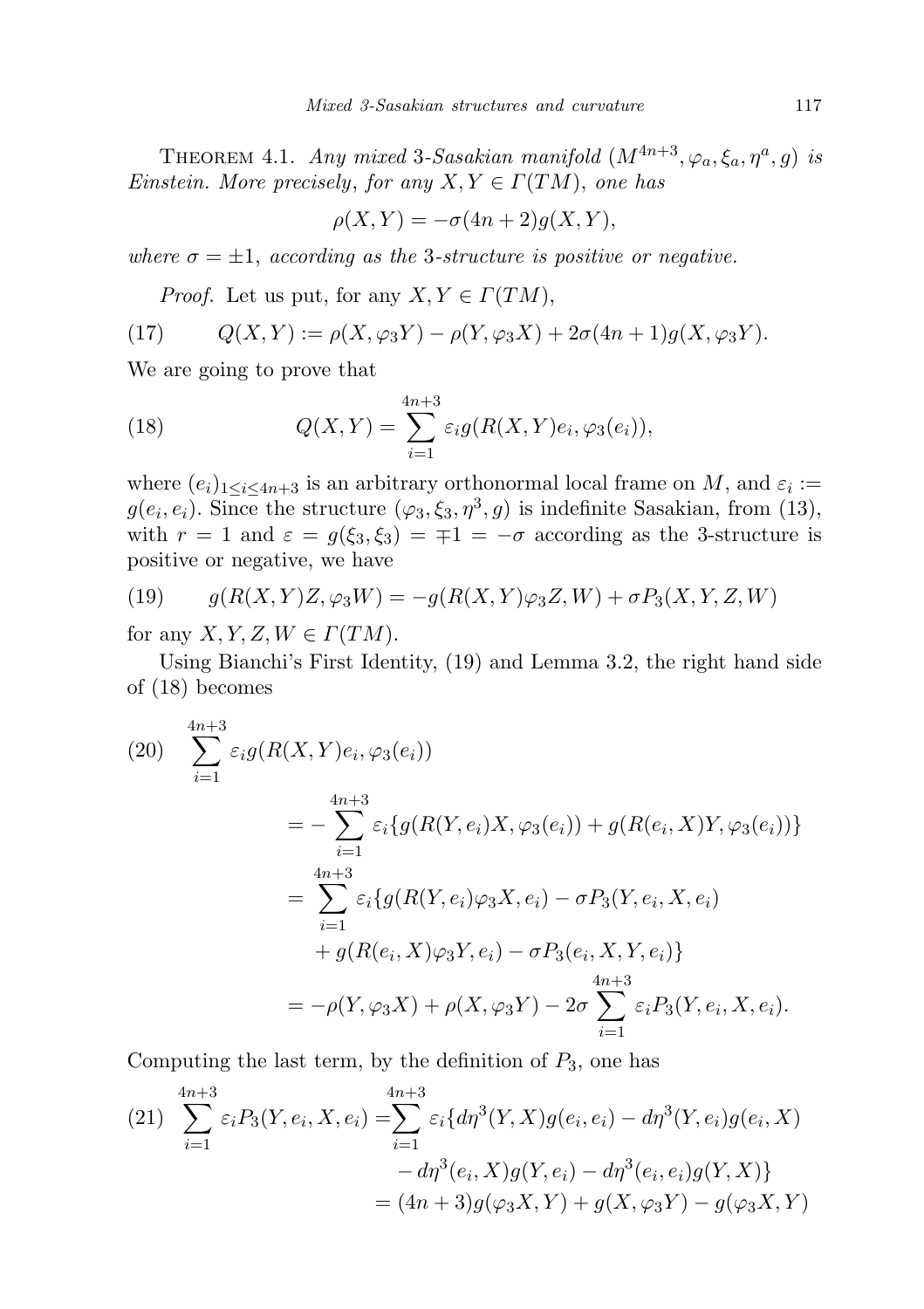Theorem 4.1. *Any mixed 3-Sasakian manifold $(M^{4n+3}, \varphi_a, \xi_a, \eta^a, g)$ is Einstein. More precisely, for any $X, Y \in \Gamma(TM)$, one has*

$$\rho(X,Y) = -\sigma(4n+2)g(X,Y),$$

*where $\sigma = \pm 1$, according as the 3-structure is positive or negative.*

*Proof.* Let us put, for any $X, Y \in \Gamma(TM)$,

$$Q(X,Y) := \rho(X, \varphi_3 Y) - \rho(Y, \varphi_3 X) + 2\sigma(4n+1)g(X, \varphi_3 Y). \tag{17}$$

We are going to prove that

$$Q(X,Y) = \sum_{i=1}^{4n+3} \varepsilon_i g(R(X,Y)e_i, \varphi_3(e_i)), \tag{18}$$

where $(e_i)_{1 \le i \le 4n+3}$ is an arbitrary orthonormal local frame on $M$, and $\varepsilon_i := g(e_i, e_i)$. Since the structure $(\varphi_3, \xi_3, \eta^3, g)$ is indefinite Sasakian, from (13), with $r = 1$ and $\varepsilon = g(\xi_3, \xi_3) = \mp 1 = -\sigma$ according as the 3-structure is positive or negative, we have

$$g(R(X,Y)Z, \varphi_3 W) = -g(R(X,Y)\varphi_3 Z, W) + \sigma P_3(X,Y,Z,W) \tag{19}$$

for any $X, Y, Z, W \in \Gamma(TM)$.

Using Bianchi's First Identity, (19) and Lemma 3.2, the right hand side of (18) becomes

$$\begin{aligned}
(20) \quad & \sum_{i=1}^{4n+3} \varepsilon_i g(R(X,Y)e_i, \varphi_3(e_i)) \\
&= -\sum_{i=1}^{4n+3} \varepsilon_i \{g(R(Y,e_i)X, \varphi_3(e_i)) + g(R(e_i,X)Y, \varphi_3(e_i))\} \\
&= \sum_{i=1}^{4n+3} \varepsilon_i \{g(R(Y,e_i)\varphi_3 X, e_i) - \sigma P_3(Y, e_i, X, e_i) \\
&\quad + g(R(e_i,X)\varphi_3 Y, e_i) - \sigma P_3(e_i, X, Y, e_i)\} \\
&= -\rho(Y, \varphi_3 X) + \rho(X, \varphi_3 Y) - 2\sigma \sum_{i=1}^{4n+3} \varepsilon_i P_3(Y, e_i, X, e_i).
\end{aligned}$$

Computing the last term, by the definition of $P_3$, one has

$$\begin{aligned}
(21) \quad \sum_{i=1}^{4n+3} \varepsilon_i P_3(Y, e_i, X, e_i) &= \sum_{i=1}^{4n+3} \varepsilon_i \{d\eta^3(Y,X)g(e_i,e_i) - d\eta^3(Y,e_i)g(e_i,X) \\
&\quad - d\eta^3(e_i,X)g(Y,e_i) - d\eta^3(e_i,e_i)g(Y,X)\} \\
&= (4n+3)g(\varphi_3 X, Y) + g(X, \varphi_3 Y) - g(\varphi_3 X, Y)
\end{aligned}$$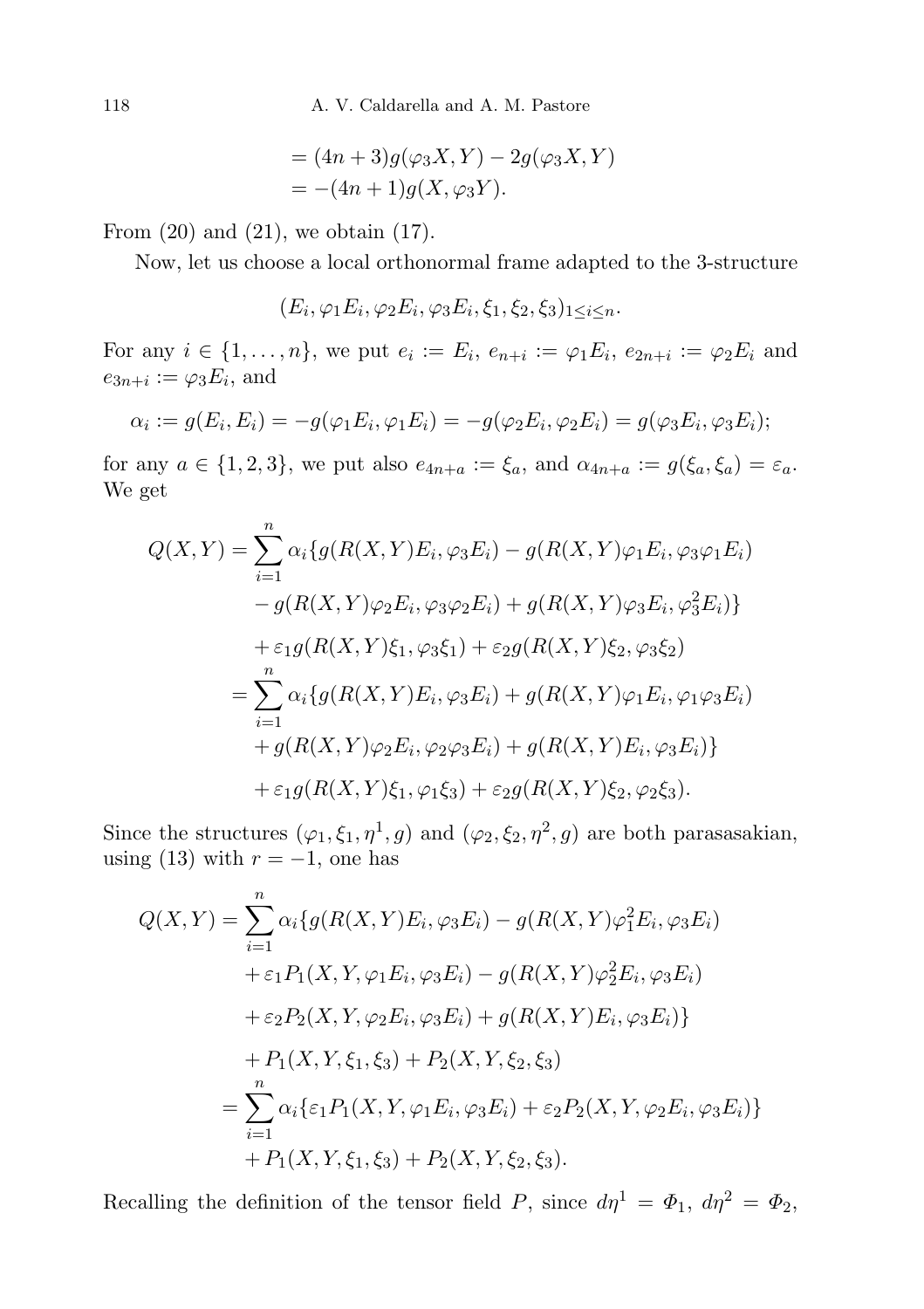$$
\begin{aligned}
&= (4n+3)g(\varphi_3 X, Y) - 2g(\varphi_3 X, Y) \\
&= -(4n+1)g(X, \varphi_3 Y).
\end{aligned}
$$

From (20) and (21), we obtain (17).

Now, let us choose a local orthonormal frame adapted to the 3-structure

$$
(E_i, \varphi_1 E_i, \varphi_2 E_i, \varphi_3 E_i, \xi_1, \xi_2, \xi_3)_{1 \le i \le n}.
$$

For any $i \in \{1, \dots, n\}$, we put $e_i := E_i$, $e_{n+i} := \varphi_1 E_i$, $e_{2n+i} := \varphi_2 E_i$ and $e_{3n+i} := \varphi_3 E_i$, and

$$
\alpha_i := g(E_i, E_i) = -g(\varphi_1 E_i, \varphi_1 E_i) = -g(\varphi_2 E_i, \varphi_2 E_i) = g(\varphi_3 E_i, \varphi_3 E_i);
$$

for any $a \in \{1, 2, 3\}$, we put also $e_{4n+a} := \xi_a$, and $\alpha_{4n+a} := g(\xi_a, \xi_a) = \varepsilon_a$. We get

$$
\begin{aligned}
Q(X, Y) &= \sum_{i=1}^{n} \alpha_i \{ g(R(X, Y)E_i, \varphi_3 E_i) - g(R(X, Y)\varphi_1 E_i, \varphi_3 \varphi_1 E_i) \\
&\quad - g(R(X, Y)\varphi_2 E_i, \varphi_3 \varphi_2 E_i) + g(R(X, Y)\varphi_3 E_i, \varphi_3^2 E_i) \} \\
&\quad + \varepsilon_1 g(R(X, Y)\xi_1, \varphi_3 \xi_1) + \varepsilon_2 g(R(X, Y)\xi_2, \varphi_3 \xi_2) \\
&= \sum_{i=1}^{n} \alpha_i \{ g(R(X, Y)E_i, \varphi_3 E_i) + g(R(X, Y)\varphi_1 E_i, \varphi_1 \varphi_3 E_i) \\
&\quad + g(R(X, Y)\varphi_2 E_i, \varphi_2 \varphi_3 E_i) + g(R(X, Y)E_i, \varphi_3 E_i) \} \\
&\quad + \varepsilon_1 g(R(X, Y)\xi_1, \varphi_1 \xi_3) + \varepsilon_2 g(R(X, Y)\xi_2, \varphi_2 \xi_3).
\end{aligned}
$$

Since the structures $(\varphi_1, \xi_1, \eta^1, g)$ and $(\varphi_2, \xi_2, \eta^2, g)$ are both parasasakian, using (13) with $r = -1$, one has

$$
\begin{aligned}
Q(X, Y) &= \sum_{i=1}^{n} \alpha_i \{ g(R(X, Y)E_i, \varphi_3 E_i) - g(R(X, Y)\varphi_1^2 E_i, \varphi_3 E_i) \\
&\quad + \varepsilon_1 P_1(X, Y, \varphi_1 E_i, \varphi_3 E_i) - g(R(X, Y)\varphi_2^2 E_i, \varphi_3 E_i) \\
&\quad + \varepsilon_2 P_2(X, Y, \varphi_2 E_i, \varphi_3 E_i) + g(R(X, Y)E_i, \varphi_3 E_i) \} \\
&\quad + P_1(X, Y, \xi_1, \xi_3) + P_2(X, Y, \xi_2, \xi_3) \\
&= \sum_{i=1}^{n} \alpha_i \{ \varepsilon_1 P_1(X, Y, \varphi_1 E_i, \varphi_3 E_i) + \varepsilon_2 P_2(X, Y, \varphi_2 E_i, \varphi_3 E_i) \} \\
&\quad + P_1(X, Y, \xi_1, \xi_3) + P_2(X, Y, \xi_2, \xi_3).
\end{aligned}
$$

Recalling the definition of the tensor field $P$, since $d\eta^1 = \Phi_1$, $d\eta^2 = \Phi_2$,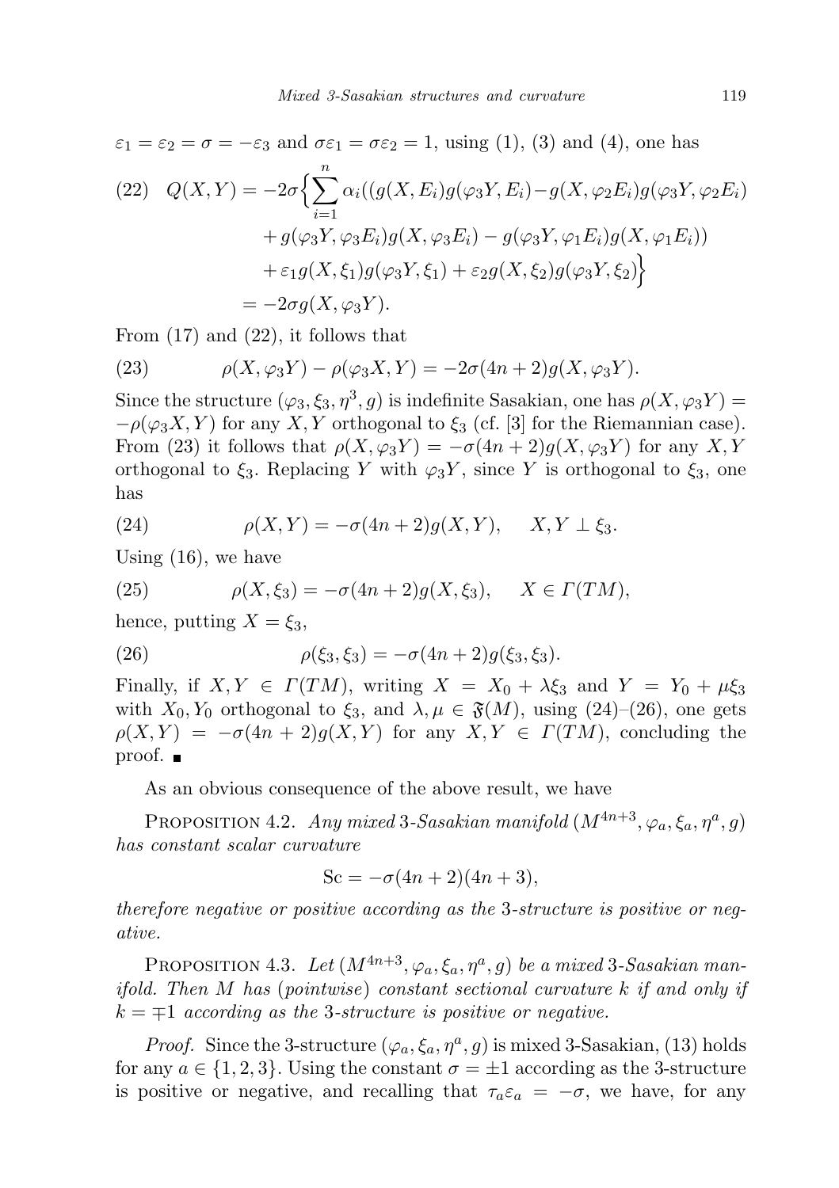$\varepsilon_1 = \varepsilon_2 = \sigma = -\varepsilon_3$ and $\sigma\varepsilon_1 = \sigma\varepsilon_2 = 1$, using (1), (3) and (4), one has

$$
\begin{aligned}
(22)\quad Q(X,Y) &= -2\sigma\Big\{\sum_{i=1}^{n}\alpha_i((g(X,E_i)g(\varphi_3 Y,E_i) - g(X,\varphi_2 E_i)g(\varphi_3 Y,\varphi_2 E_i)\\
&\quad + g(\varphi_3 Y,\varphi_3 E_i)g(X,\varphi_3 E_i) - g(\varphi_3 Y,\varphi_1 E_i)g(X,\varphi_1 E_i))\\
&\quad + \varepsilon_1 g(X,\xi_1)g(\varphi_3 Y,\xi_1) + \varepsilon_2 g(X,\xi_2)g(\varphi_3 Y,\xi_2)\Big\}\\
&= -2\sigma g(X,\varphi_3 Y).
\end{aligned}
$$

From (17) and (22), it follows that

$$
(23)\qquad \rho(X,\varphi_3 Y) - \rho(\varphi_3 X,Y) = -2\sigma(4n+2)g(X,\varphi_3 Y).
$$

Since the structure $(\varphi_3,\xi_3,\eta^3,g)$ is indefinite Sasakian, one has $\rho(X,\varphi_3 Y) = -\rho(\varphi_3 X,Y)$ for any $X,Y$ orthogonal to $\xi_3$ (cf. [3] for the Riemannian case). From (23) it follows that $\rho(X,\varphi_3 Y) = -\sigma(4n+2)g(X,\varphi_3 Y)$ for any $X,Y$ orthogonal to $\xi_3$. Replacing $Y$ with $\varphi_3 Y$, since $Y$ is orthogonal to $\xi_3$, one has

$$
(24)\qquad \rho(X,Y) = -\sigma(4n+2)g(X,Y), \qquad X,Y\perp\xi_3.
$$

Using (16), we have

$$
(25)\qquad \rho(X,\xi_3) = -\sigma(4n+2)g(X,\xi_3), \qquad X\in\Gamma(TM),
$$

hence, putting $X=\xi_3$,

$$
(26)\qquad \rho(\xi_3,\xi_3) = -\sigma(4n+2)g(\xi_3,\xi_3).
$$

Finally, if $X,Y\in\Gamma(TM)$, writing $X = X_0+\lambda\xi_3$ and $Y = Y_0+\mu\xi_3$ with $X_0,Y_0$ orthogonal to $\xi_3$, and $\lambda,\mu\in\mathfrak{F}(M)$, using (24)–(26), one gets $\rho(X,Y) = -\sigma(4n+2)g(X,Y)$ for any $X,Y\in\Gamma(TM)$, concluding the proof. ∎

As an obvious consequence of the above result, we have

Proposition 4.2. *Any mixed 3-Sasakian manifold $(M^{4n+3},\varphi_a,\xi_a,\eta^a,g)$ has constant scalar curvature*

$$
\mathrm{Sc} = -\sigma(4n+2)(4n+3),
$$

*therefore negative or positive according as the 3-structure is positive or negative.*

Proposition 4.3. *Let $(M^{4n+3},\varphi_a,\xi_a,\eta^a,g)$ be a mixed 3-Sasakian manifold. Then $M$ has (pointwise) constant sectional curvature $k$ if and only if $k=\mp1$ according as the 3-structure is positive or negative.*

*Proof.* Since the 3-structure $(\varphi_a,\xi_a,\eta^a,g)$ is mixed 3-Sasakian, (13) holds for any $a\in\{1,2,3\}$. Using the constant $\sigma=\pm1$ according as the 3-structure is positive or negative, and recalling that $\tau_a\varepsilon_a = -\sigma$, we have, for any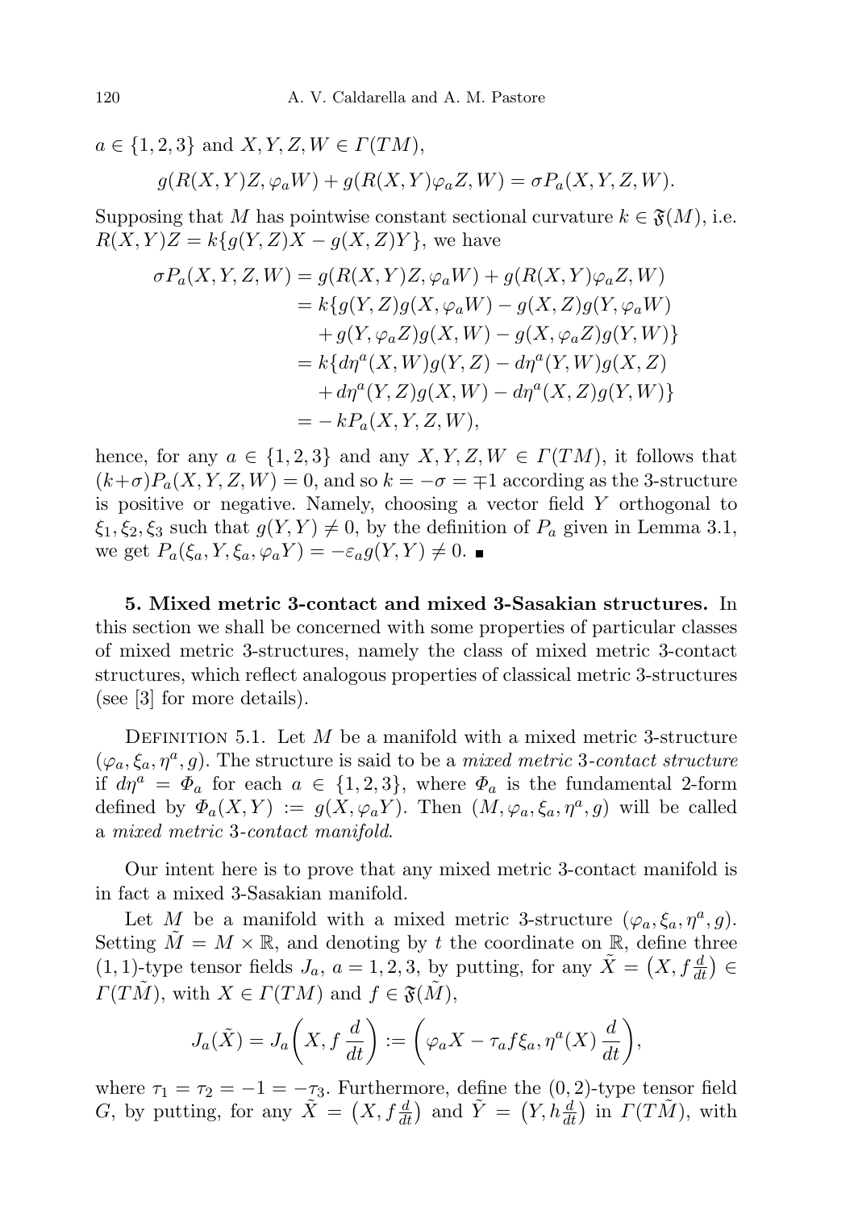$a \in \{1, 2, 3\}$ and $X, Y, Z, W \in \Gamma(TM)$,

$$g(R(X, Y)Z, \varphi_a W) + g(R(X, Y)\varphi_a Z, W) = \sigma P_a(X, Y, Z, W).$$

Supposing that $M$ has pointwise constant sectional curvature $k \in \mathfrak{F}(M)$, i.e. $R(X, Y)Z = k\{g(Y, Z)X - g(X, Z)Y\}$, we have

$$\begin{aligned}
\sigma P_a(X, Y, Z, W) &= g(R(X, Y)Z, \varphi_a W) + g(R(X, Y)\varphi_a Z, W) \\
&= k\{g(Y, Z)g(X, \varphi_a W) - g(X, Z)g(Y, \varphi_a W) \\
&\quad + g(Y, \varphi_a Z)g(X, W) - g(X, \varphi_a Z)g(Y, W)\} \\
&= k\{d\eta^a(X, W)g(Y, Z) - d\eta^a(Y, W)g(X, Z) \\
&\quad + d\eta^a(Y, Z)g(X, W) - d\eta^a(X, Z)g(Y, W)\} \\
&= -kP_a(X, Y, Z, W),
\end{aligned}$$

hence, for any $a \in \{1, 2, 3\}$ and any $X, Y, Z, W \in \Gamma(TM)$, it follows that $(k+\sigma)P_a(X, Y, Z, W) = 0$, and so $k = -\sigma = \mp 1$ according as the 3-structure is positive or negative. Namely, choosing a vector field $Y$ orthogonal to $\xi_1, \xi_2, \xi_3$ such that $g(Y, Y) \neq 0$, by the definition of $P_a$ given in Lemma 3.1, we get $P_a(\xi_a, Y, \xi_a, \varphi_a Y) = -\varepsilon_a g(Y, Y) \neq 0$. ■

**5. Mixed metric 3-contact and mixed 3-Sasakian structures.** In this section we shall be concerned with some properties of particular classes of mixed metric 3-structures, namely the class of mixed metric 3-contact structures, which reflect analogous properties of classical metric 3-structures (see [3] for more details).

Definition 5.1. Let $M$ be a manifold with a mixed metric 3-structure $(\varphi_a, \xi_a, \eta^a, g)$. The structure is said to be a *mixed metric 3-contact structure* if $d\eta^a = \Phi_a$ for each $a \in \{1, 2, 3\}$, where $\Phi_a$ is the fundamental 2-form defined by $\Phi_a(X, Y) := g(X, \varphi_a Y)$. Then $(M, \varphi_a, \xi_a, \eta^a, g)$ will be called a *mixed metric 3-contact manifold*.

Our intent here is to prove that any mixed metric 3-contact manifold is in fact a mixed 3-Sasakian manifold.

Let $M$ be a manifold with a mixed metric 3-structure $(\varphi_a, \xi_a, \eta^a, g)$. Setting $\tilde{M} = M \times \mathbb{R}$, and denoting by $t$ the coordinate on $\mathbb{R}$, define three $(1,1)$-type tensor fields $J_a$, $a = 1, 2, 3$, by putting, for any $\tilde{X} = \left(X, f\frac{d}{dt}\right) \in \Gamma(T\tilde{M})$, with $X \in \Gamma(TM)$ and $f \in \mathfrak{F}(\tilde{M})$,

$$J_a(\tilde{X}) = J_a\left(X, f\,\frac{d}{dt}\right) := \left(\varphi_a X - \tau_a f \xi_a, \eta^a(X)\,\frac{d}{dt}\right),$$

where $\tau_1 = \tau_2 = -1 = -\tau_3$. Furthermore, define the $(0,2)$-type tensor field $G$, by putting, for any $\tilde{X} = \left(X, f\frac{d}{dt}\right)$ and $\tilde{Y} = \left(Y, h\frac{d}{dt}\right)$ in $\Gamma(T\tilde{M})$, with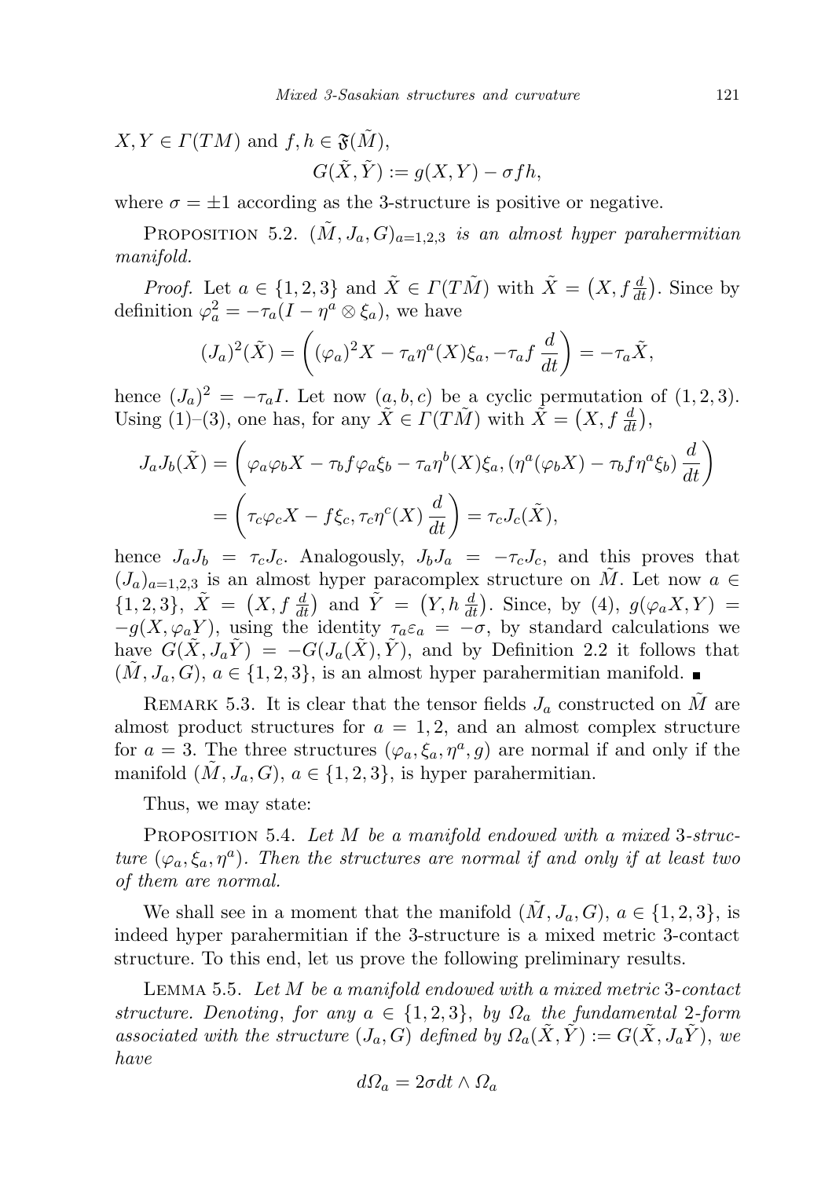$X, Y \in \Gamma(TM)$ and $f, h \in \mathfrak{F}(\tilde{M})$,

$$G(\tilde{X}, \tilde{Y}) := g(X, Y) - \sigma f h,$$

where $\sigma = \pm 1$ according as the 3-structure is positive or negative.

PROPOSITION 5.2. *$(\tilde{M}, J_a, G)_{a=1,2,3}$ is an almost hyper parahermitian manifold.*

*Proof.* Let $a \in \{1, 2, 3\}$ and $\tilde{X} \in \Gamma(T\tilde{M})$ with $\tilde{X} = \big(X, f \frac{d}{dt}\big)$. Since by definition $\varphi_a^2 = -\tau_a(I - \eta^a \otimes \xi_a)$, we have

$$(J_a)^2(\tilde{X}) = \left((\varphi_a)^2 X - \tau_a \eta^a(X)\xi_a, -\tau_a f \, \frac{d}{dt}\right) = -\tau_a \tilde{X},$$

hence $(J_a)^2 = -\tau_a I$. Let now $(a, b, c)$ be a cyclic permutation of $(1, 2, 3)$. Using (1)–(3), one has, for any $\tilde{X} \in \Gamma(T\tilde{M})$ with $\tilde{X} = \big(X, f \frac{d}{dt}\big)$,

$$\begin{aligned}
J_a J_b(\tilde{X}) &= \left(\varphi_a\varphi_b X - \tau_b f \varphi_a \xi_b - \tau_a \eta^b(X)\xi_a, (\eta^a(\varphi_b X) - \tau_b f \eta^a \xi_b) \, \frac{d}{dt}\right) \\
&= \left(\tau_c \varphi_c X - f\xi_c, \tau_c \eta^c(X) \, \frac{d}{dt}\right) = \tau_c J_c(\tilde{X}),
\end{aligned}$$

hence $J_a J_b = \tau_c J_c$. Analogously, $J_b J_a = -\tau_c J_c$, and this proves that $(J_a)_{a=1,2,3}$ is an almost hyper paracomplex structure on $\tilde{M}$. Let now $a \in \{1, 2, 3\}$, $\tilde{X} = \big(X, f \frac{d}{dt}\big)$ and $\tilde{Y} = \big(Y, h \frac{d}{dt}\big)$. Since, by (4), $g(\varphi_a X, Y) = -g(X, \varphi_a Y)$, using the identity $\tau_a \varepsilon_a = -\sigma$, by standard calculations we have $G(\tilde{X}, J_a\tilde{Y}) = -G(J_a(\tilde{X}), \tilde{Y})$, and by Definition 2.2 it follows that $(\tilde{M}, J_a, G)$, $a \in \{1, 2, 3\}$, is an almost hyper parahermitian manifold. ∎

REMARK 5.3. It is clear that the tensor fields $J_a$ constructed on $\tilde{M}$ are almost product structures for $a = 1, 2$, and an almost complex structure for $a = 3$. The three structures $(\varphi_a, \xi_a, \eta^a, g)$ are normal if and only if the manifold $(\tilde{M}, J_a, G)$, $a \in \{1, 2, 3\}$, is hyper parahermitian.

Thus, we may state:

PROPOSITION 5.4. *Let $M$ be a manifold endowed with a mixed 3-structure $(\varphi_a, \xi_a, \eta^a)$. Then the structures are normal if and only if at least two of them are normal.*

We shall see in a moment that the manifold $(\tilde{M}, J_a, G)$, $a \in \{1, 2, 3\}$, is indeed hyper parahermitian if the 3-structure is a mixed metric 3-contact structure. To this end, let us prove the following preliminary results.

LEMMA 5.5. *Let $M$ be a manifold endowed with a mixed metric 3-contact structure. Denoting, for any $a \in \{1, 2, 3\}$, by $\Omega_a$ the fundamental 2-form associated with the structure $(J_a, G)$ defined by $\Omega_a(\tilde{X}, \tilde{Y}) := G(\tilde{X}, J_a\tilde{Y})$, we have*

$$d\Omega_a = 2\sigma dt \wedge \Omega_a$$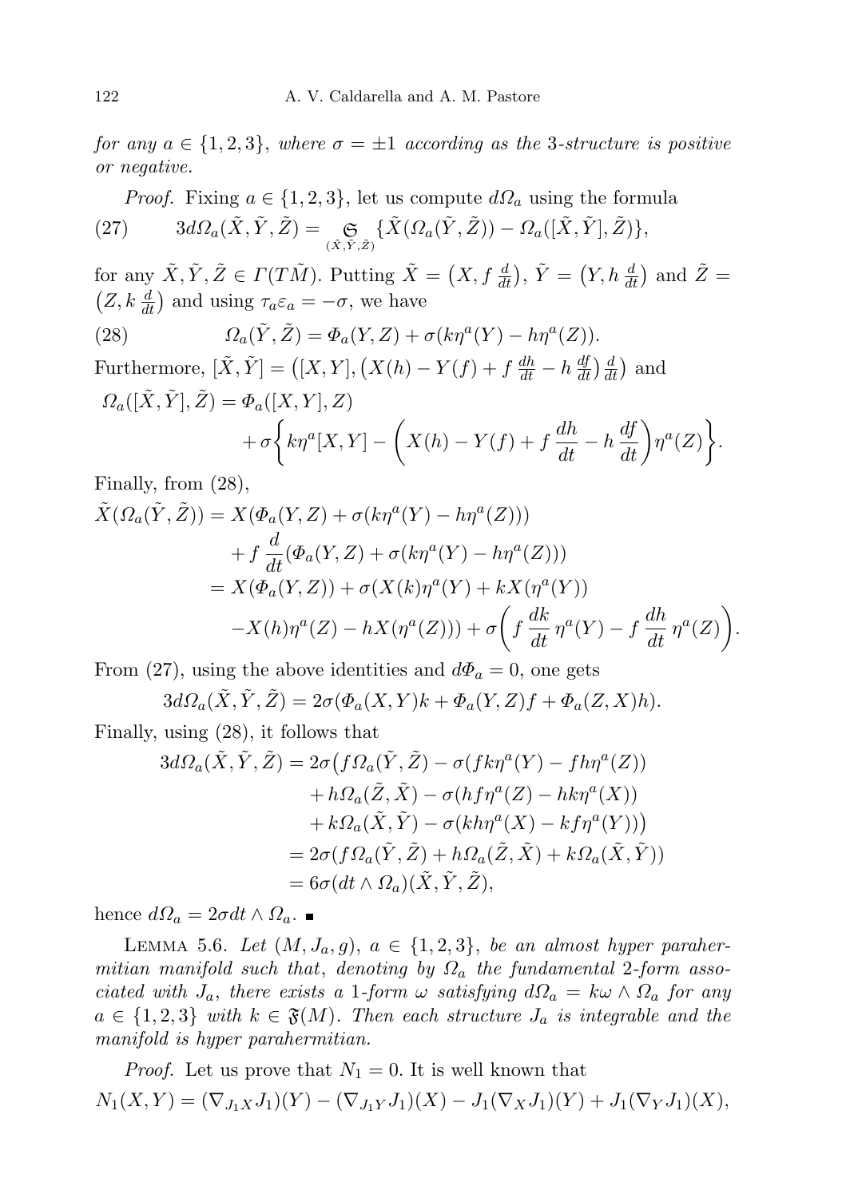*for any $a \in \{1,2,3\}$, where $\sigma = \pm 1$ according as the 3-structure is positive or negative.*

*Proof.* Fixing $a \in \{1,2,3\}$, let us compute $d\Omega_a$ using the formula

$$3d\Omega_a(\tilde{X},\tilde{Y},\tilde{Z}) = \underset{(\tilde{X},\tilde{Y},\tilde{Z})}{\mathfrak{S}}\{\tilde{X}(\Omega_a(\tilde{Y},\tilde{Z})) - \Omega_a([\tilde{X},\tilde{Y}],\tilde{Z})\}, \tag{27}$$

for any $\tilde{X},\tilde{Y},\tilde{Z} \in \Gamma(T\tilde{M})$. Putting $\tilde{X} = \left(X, f\,\frac{d}{dt}\right)$, $\tilde{Y} = \left(Y, h\,\frac{d}{dt}\right)$ and $\tilde{Z} = \left(Z, k\,\frac{d}{dt}\right)$ and using $\tau_a\varepsilon_a = -\sigma$, we have

$$\Omega_a(\tilde{Y},\tilde{Z}) = \Phi_a(Y,Z) + \sigma(k\eta^a(Y) - h\eta^a(Z)). \tag{28}$$

Furthermore, $[\tilde{X},\tilde{Y}] = \left([X,Y], \left(X(h) - Y(f) + f\,\frac{dh}{dt} - h\,\frac{df}{dt}\right)\frac{d}{dt}\right)$ and

$$\begin{aligned}\Omega_a([\tilde{X},\tilde{Y}],\tilde{Z}) &= \Phi_a([X,Y],Z)\\ &\quad + \sigma\left\{k\eta^a[X,Y] - \left(X(h) - Y(f) + f\,\frac{dh}{dt} - h\,\frac{df}{dt}\right)\eta^a(Z)\right\}.\end{aligned}$$

Finally, from (28),

$$\begin{aligned}\tilde{X}(\Omega_a(\tilde{Y},\tilde{Z})) &= X(\Phi_a(Y,Z) + \sigma(k\eta^a(Y) - h\eta^a(Z)))\\ &\quad + f\,\frac{d}{dt}(\Phi_a(Y,Z) + \sigma(k\eta^a(Y) - h\eta^a(Z)))\\ &= X(\Phi_a(Y,Z)) + \sigma(X(k)\eta^a(Y) + kX(\eta^a(Y))\\ &\quad - X(h)\eta^a(Z) - hX(\eta^a(Z))) + \sigma\left(f\,\frac{dk}{dt}\,\eta^a(Y) - f\,\frac{dh}{dt}\,\eta^a(Z)\right).\end{aligned}$$

From (27), using the above identities and $d\Phi_a = 0$, one gets

$$3d\Omega_a(\tilde{X},\tilde{Y},\tilde{Z}) = 2\sigma(\Phi_a(X,Y)k + \Phi_a(Y,Z)f + \Phi_a(Z,X)h).$$

Finally, using (28), it follows that

$$\begin{aligned}3d\Omega_a(\tilde{X},\tilde{Y},\tilde{Z}) &= 2\sigma\big(f\Omega_a(\tilde{Y},\tilde{Z}) - \sigma(fk\eta^a(Y) - fh\eta^a(Z))\\ &\quad + h\Omega_a(\tilde{Z},\tilde{X}) - \sigma(hf\eta^a(Z) - hk\eta^a(X))\\ &\quad + k\Omega_a(\tilde{X},\tilde{Y}) - \sigma(kh\eta^a(X) - kf\eta^a(Y))\big)\\ &= 2\sigma(f\Omega_a(\tilde{Y},\tilde{Z}) + h\Omega_a(\tilde{Z},\tilde{X}) + k\Omega_a(\tilde{X},\tilde{Y}))\\ &= 6\sigma(dt \wedge \Omega_a)(\tilde{X},\tilde{Y},\tilde{Z}),\end{aligned}$$

hence $d\Omega_a = 2\sigma dt \wedge \Omega_a$. ∎

LEMMA 5.6. *Let $(M, J_a, g)$, $a \in \{1,2,3\}$, be an almost hyper parahermitian manifold such that, denoting by $\Omega_a$ the fundamental 2-form associated with $J_a$, there exists a 1-form $\omega$ satisfying $d\Omega_a = k\omega \wedge \Omega_a$ for any $a \in \{1,2,3\}$ with $k \in \mathfrak{F}(M)$. Then each structure $J_a$ is integrable and the manifold is hyper parahermitian.*

*Proof.* Let us prove that $N_1 = 0$. It is well known that

$$N_1(X,Y) = (\nabla_{J_1X}J_1)(Y) - (\nabla_{J_1Y}J_1)(X) - J_1(\nabla_X J_1)(Y) + J_1(\nabla_Y J_1)(X),$$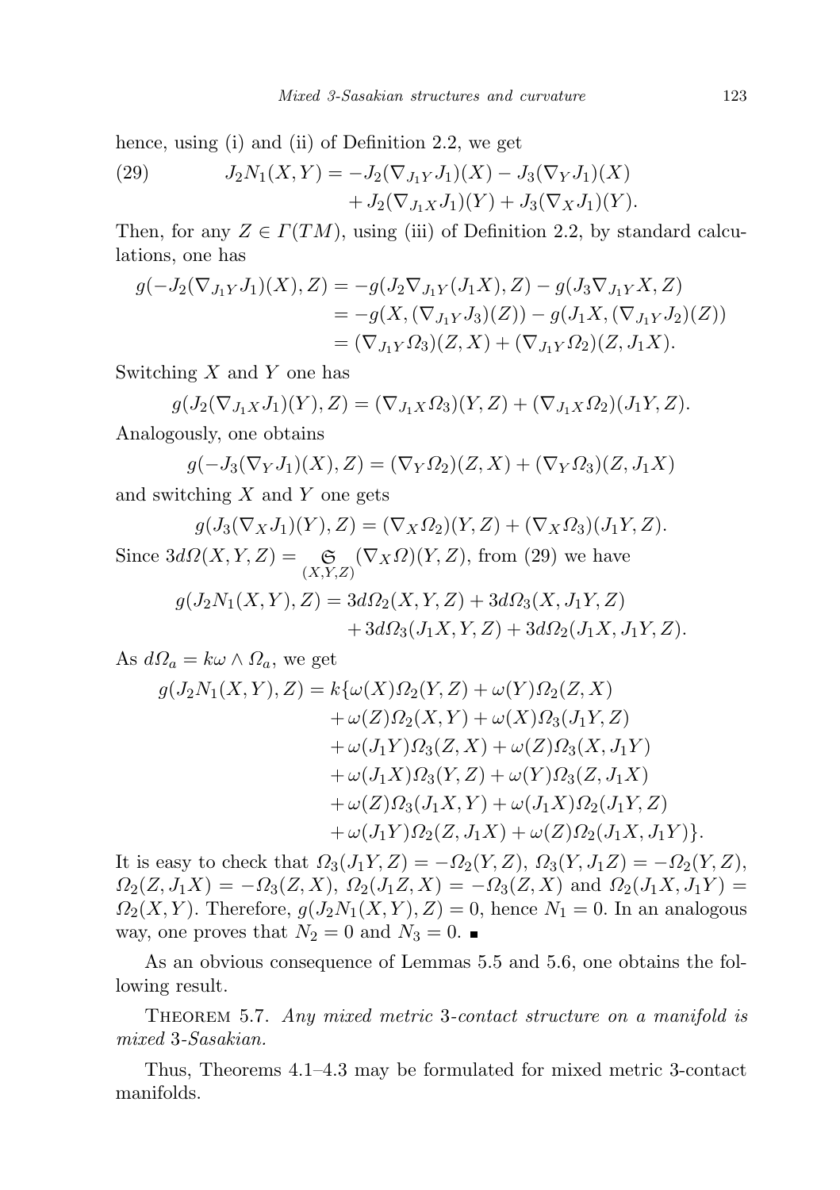hence, using (i) and (ii) of Definition 2.2, we get

$$
\begin{aligned}
(29) \qquad J_2 N_1(X,Y) = & -J_2(\nabla_{J_1 Y} J_1)(X) - J_3(\nabla_Y J_1)(X) \\
& + J_2(\nabla_{J_1 X} J_1)(Y) + J_3(\nabla_X J_1)(Y).
\end{aligned}
$$

Then, for any $Z \in \Gamma(TM)$, using (iii) of Definition 2.2, by standard calculations, one has

$$
\begin{aligned}
g(-J_2(\nabla_{J_1 Y} J_1)(X), Z) &= -g(J_2 \nabla_{J_1 Y}(J_1 X), Z) - g(J_3 \nabla_{J_1 Y} X, Z) \\
&= -g(X, (\nabla_{J_1 Y} J_3)(Z)) - g(J_1 X, (\nabla_{J_1 Y} J_2)(Z)) \\
&= (\nabla_{J_1 Y} \Omega_3)(Z, X) + (\nabla_{J_1 Y} \Omega_2)(Z, J_1 X).
\end{aligned}
$$

Switching $X$ and $Y$ one has

$$
g(J_2(\nabla_{J_1 X} J_1)(Y), Z) = (\nabla_{J_1 X} \Omega_3)(Y, Z) + (\nabla_{J_1 X} \Omega_2)(J_1 Y, Z).
$$

Analogously, one obtains

$$
g(-J_3(\nabla_Y J_1)(X), Z) = (\nabla_Y \Omega_2)(Z, X) + (\nabla_Y \Omega_3)(Z, J_1 X)
$$

and switching $X$ and $Y$ one gets

$$
g(J_3(\nabla_X J_1)(Y), Z) = (\nabla_X \Omega_2)(Y, Z) + (\nabla_X \Omega_3)(J_1 Y, Z).
$$

Since $3d\Omega(X,Y,Z) = \underset{(X,Y,Z)}{\mathfrak{S}} (\nabla_X \Omega)(Y,Z)$, from (29) we have

$$
\begin{aligned}
g(J_2 N_1(X,Y), Z) = & \; 3d\Omega_2(X,Y,Z) + 3d\Omega_3(X, J_1 Y, Z) \\
& + 3d\Omega_3(J_1 X, Y, Z) + 3d\Omega_2(J_1 X, J_1 Y, Z).
\end{aligned}
$$

As $d\Omega_a = k\omega \wedge \Omega_a$, we get

$$
\begin{aligned}
g(J_2 N_1(X,Y), Z) = k\{ & \omega(X)\Omega_2(Y,Z) + \omega(Y)\Omega_2(Z,X) \\
& + \omega(Z)\Omega_2(X,Y) + \omega(X)\Omega_3(J_1 Y, Z) \\
& + \omega(J_1 Y)\Omega_3(Z,X) + \omega(Z)\Omega_3(X, J_1 Y) \\
& + \omega(J_1 X)\Omega_3(Y,Z) + \omega(Y)\Omega_3(Z, J_1 X) \\
& + \omega(Z)\Omega_3(J_1 X, Y) + \omega(J_1 X)\Omega_2(J_1 Y, Z) \\
& + \omega(J_1 Y)\Omega_2(Z, J_1 X) + \omega(Z)\Omega_2(J_1 X, J_1 Y)\}.
\end{aligned}
$$

It is easy to check that $\Omega_3(J_1 Y, Z) = -\Omega_2(Y,Z)$, $\Omega_3(Y, J_1 Z) = -\Omega_2(Y,Z)$, $\Omega_2(Z, J_1 X) = -\Omega_3(Z,X)$, $\Omega_2(J_1 Z, X) = -\Omega_3(Z,X)$ and $\Omega_2(J_1 X, J_1 Y) = \Omega_2(X,Y)$. Therefore, $g(J_2 N_1(X,Y), Z) = 0$, hence $N_1 = 0$. In an analogous way, one proves that $N_2 = 0$ and $N_3 = 0$. ∎

As an obvious consequence of Lemmas 5.5 and 5.6, one obtains the following result.

Theorem 5.7. *Any mixed metric* 3*-contact structure on a manifold is mixed* 3*-Sasakian.*

Thus, Theorems 4.1–4.3 may be formulated for mixed metric 3-contact manifolds.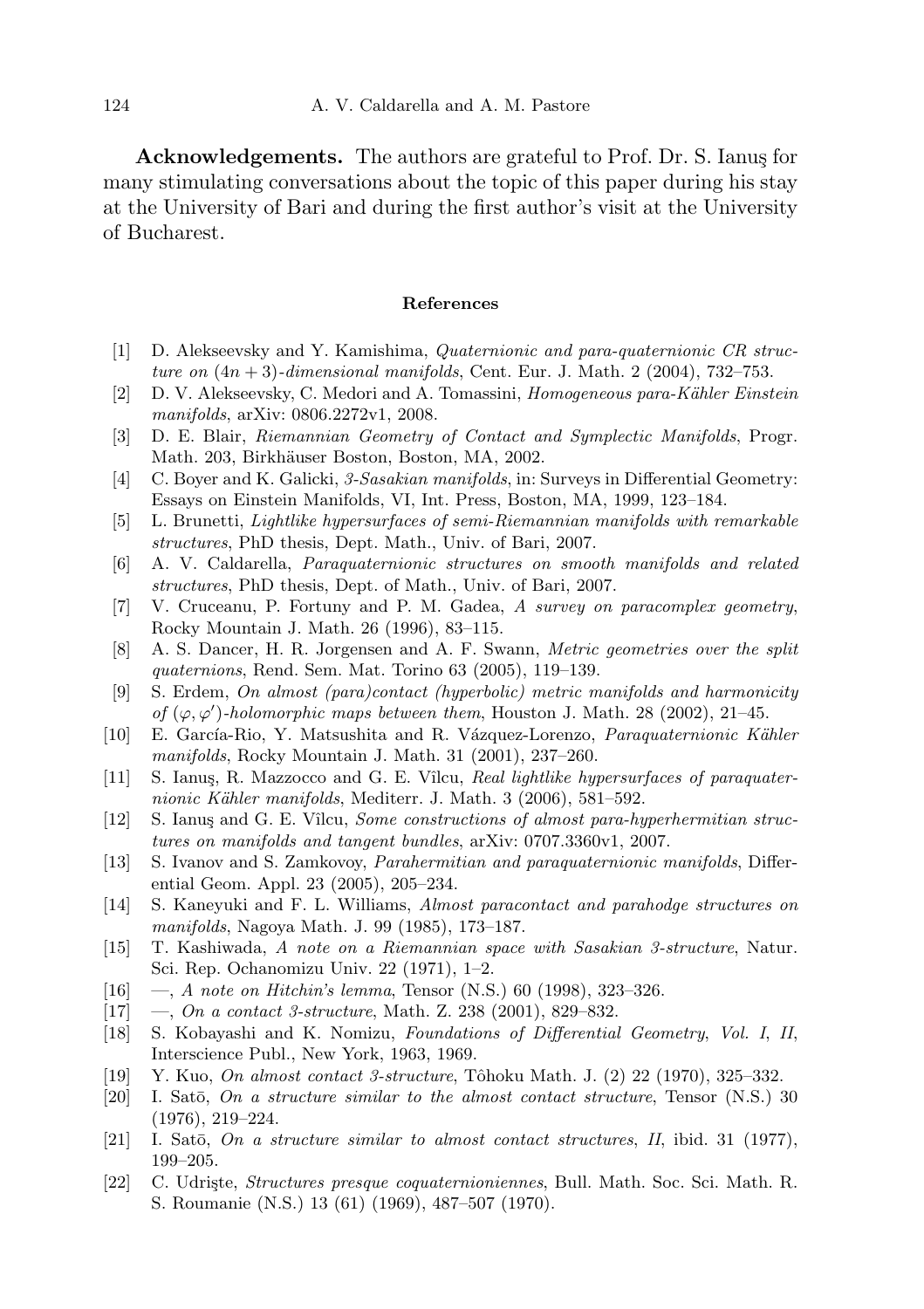**Acknowledgements.** The authors are grateful to Prof. Dr. S. Ianuş for many stimulating conversations about the topic of this paper during his stay at the University of Bari and during the first author's visit at the University of Bucharest.

## References

[1] D. Alekseevsky and Y. Kamishima, *Quaternionic and para-quaternionic CR structure on $(4n+3)$-dimensional manifolds*, Cent. Eur. J. Math. 2 (2004), 732–753.

[2] D. V. Alekseevsky, C. Medori and A. Tomassini, *Homogeneous para-Kähler Einstein manifolds*, arXiv: 0806.2272v1, 2008.

[3] D. E. Blair, *Riemannian Geometry of Contact and Symplectic Manifolds*, Progr. Math. 203, Birkhäuser Boston, Boston, MA, 2002.

[4] C. Boyer and K. Galicki, *3-Sasakian manifolds*, in: Surveys in Differential Geometry: Essays on Einstein Manifolds, VI, Int. Press, Boston, MA, 1999, 123–184.

[5] L. Brunetti, *Lightlike hypersurfaces of semi-Riemannian manifolds with remarkable structures*, PhD thesis, Dept. Math., Univ. of Bari, 2007.

[6] A. V. Caldarella, *Paraquaternionic structures on smooth manifolds and related structures*, PhD thesis, Dept. of Math., Univ. of Bari, 2007.

[7] V. Cruceanu, P. Fortuny and P. M. Gadea, *A survey on paracomplex geometry*, Rocky Mountain J. Math. 26 (1996), 83–115.

[8] A. S. Dancer, H. R. Jorgensen and A. F. Swann, *Metric geometries over the split quaternions*, Rend. Sem. Mat. Torino 63 (2005), 119–139.

[9] S. Erdem, *On almost (para)contact (hyperbolic) metric manifolds and harmonicity of $(\varphi, \varphi')$-holomorphic maps between them*, Houston J. Math. 28 (2002), 21–45.

[10] E. García-Rio, Y. Matsushita and R. Vázquez-Lorenzo, *Paraquaternionic Kähler manifolds*, Rocky Mountain J. Math. 31 (2001), 237–260.

[11] S. Ianuş, R. Mazzocco and G. E. Vîlcu, *Real lightlike hypersurfaces of paraquaternionic Kähler manifolds*, Mediterr. J. Math. 3 (2006), 581–592.

[12] S. Ianuş and G. E. Vîlcu, *Some constructions of almost para-hyperhermitian structures on manifolds and tangent bundles*, arXiv: 0707.3360v1, 2007.

[13] S. Ivanov and S. Zamkovoy, *Parahermitian and paraquaternionic manifolds*, Differential Geom. Appl. 23 (2005), 205–234.

[14] S. Kaneyuki and F. L. Williams, *Almost paracontact and parahodge structures on manifolds*, Nagoya Math. J. 99 (1985), 173–187.

[15] T. Kashiwada, *A note on a Riemannian space with Sasakian 3-structure*, Natur. Sci. Rep. Ochanomizu Univ. 22 (1971), 1–2.

[16] —, *A note on Hitchin's lemma*, Tensor (N.S.) 60 (1998), 323–326.

[17] —, *On a contact 3-structure*, Math. Z. 238 (2001), 829–832.

[18] S. Kobayashi and K. Nomizu, *Foundations of Differential Geometry, Vol. I, II*, Interscience Publ., New York, 1963, 1969.

[19] Y. Kuo, *On almost contact 3-structure*, Tôhoku Math. J. (2) 22 (1970), 325–332.

[20] I. Satō, *On a structure similar to the almost contact structure*, Tensor (N.S.) 30 (1976), 219–224.

[21] I. Satō, *On a structure similar to almost contact structures, II*, ibid. 31 (1977), 199–205.

[22] C. Udrişte, *Structures presque coquaternioniennes*, Bull. Math. Soc. Sci. Math. R. S. Roumanie (N.S.) 13 (61) (1969), 487–507 (1970).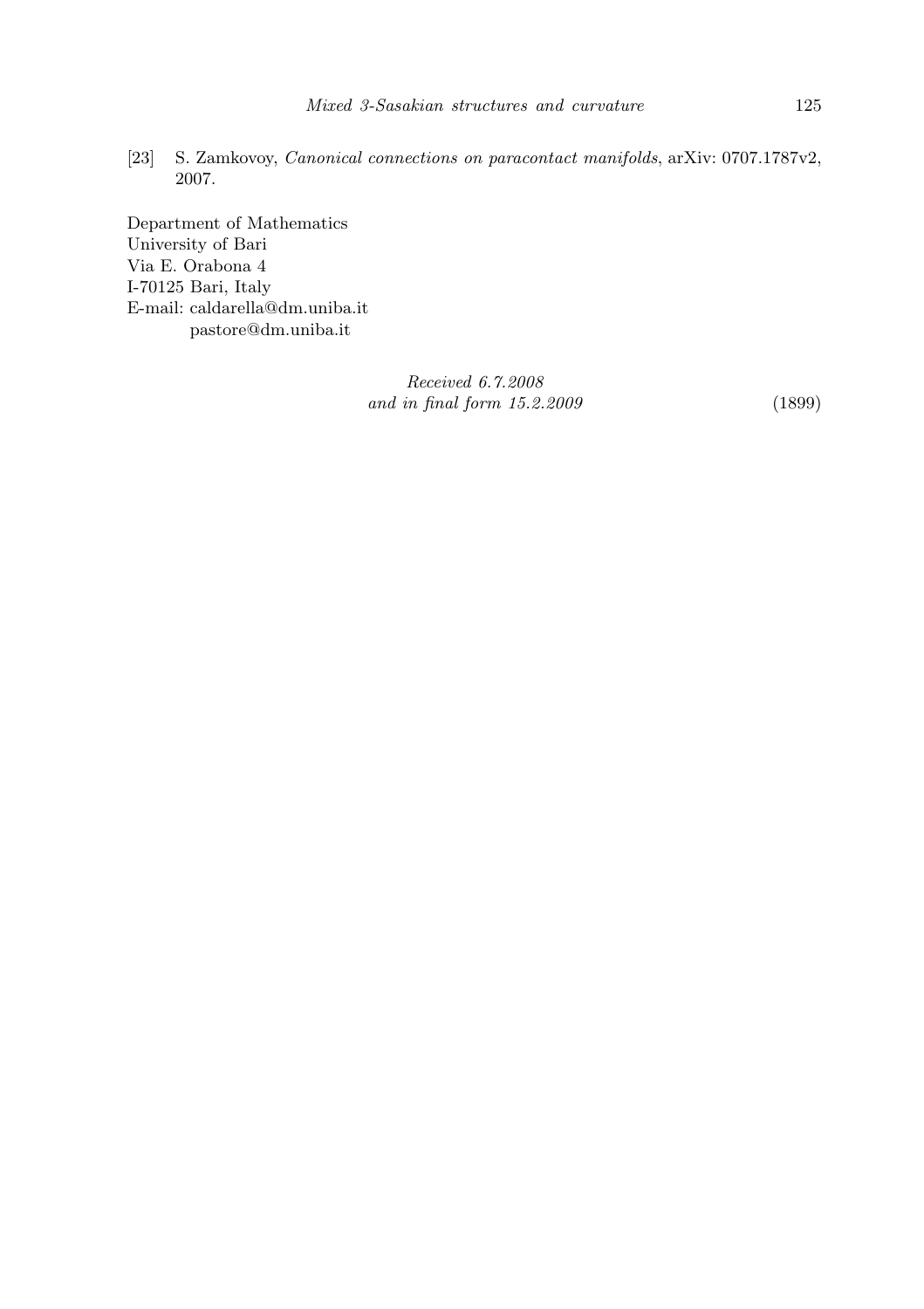[23] S. Zamkovoy, *Canonical connections on paracontact manifolds*, arXiv: 0707.1787v2, 2007.

Department of Mathematics
University of Bari
Via E. Orabona 4
I-70125 Bari, Italy
E-mail: caldarella@dm.uniba.it
pastore@dm.uniba.it

*Received 6.7.2008*
*and in final form 15.2.2009* (1899)